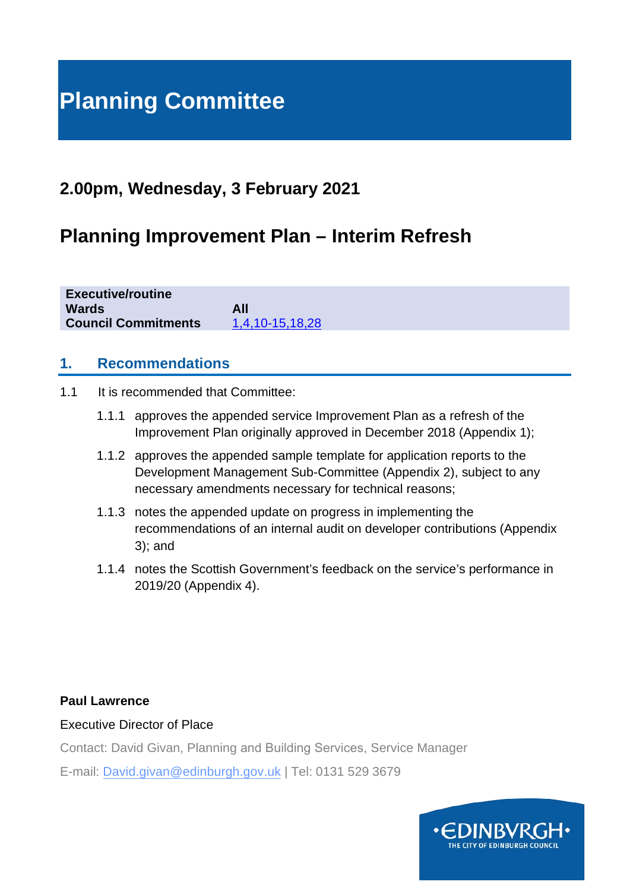# Planning Committee

## 2.00pm, Wednesday, 3 February 2021

## Planning Improvement Plan – Interim Refresh

| | |
|---|---|
| **Executive/routine** | |
| **Wards** | **All** |
| **Council Commitments** | 1,4,10-15,18,28 |

## 1. Recommendations

1.1 It is recommended that Committee:

1.1.1 approves the appended service Improvement Plan as a refresh of the Improvement Plan originally approved in December 2018 (Appendix 1);

1.1.2 approves the appended sample template for application reports to the Development Management Sub-Committee (Appendix 2), subject to any necessary amendments necessary for technical reasons;

1.1.3 notes the appended update on progress in implementing the recommendations of an internal audit on developer contributions (Appendix 3); and

1.1.4 notes the Scottish Government's feedback on the service's performance in 2019/20 (Appendix 4).

**Paul Lawrence**

Executive Director of Place

Contact: David Givan, Planning and Building Services, Service Manager

E-mail: David.givan@edinburgh.gov.uk | Tel: 0131 529 3679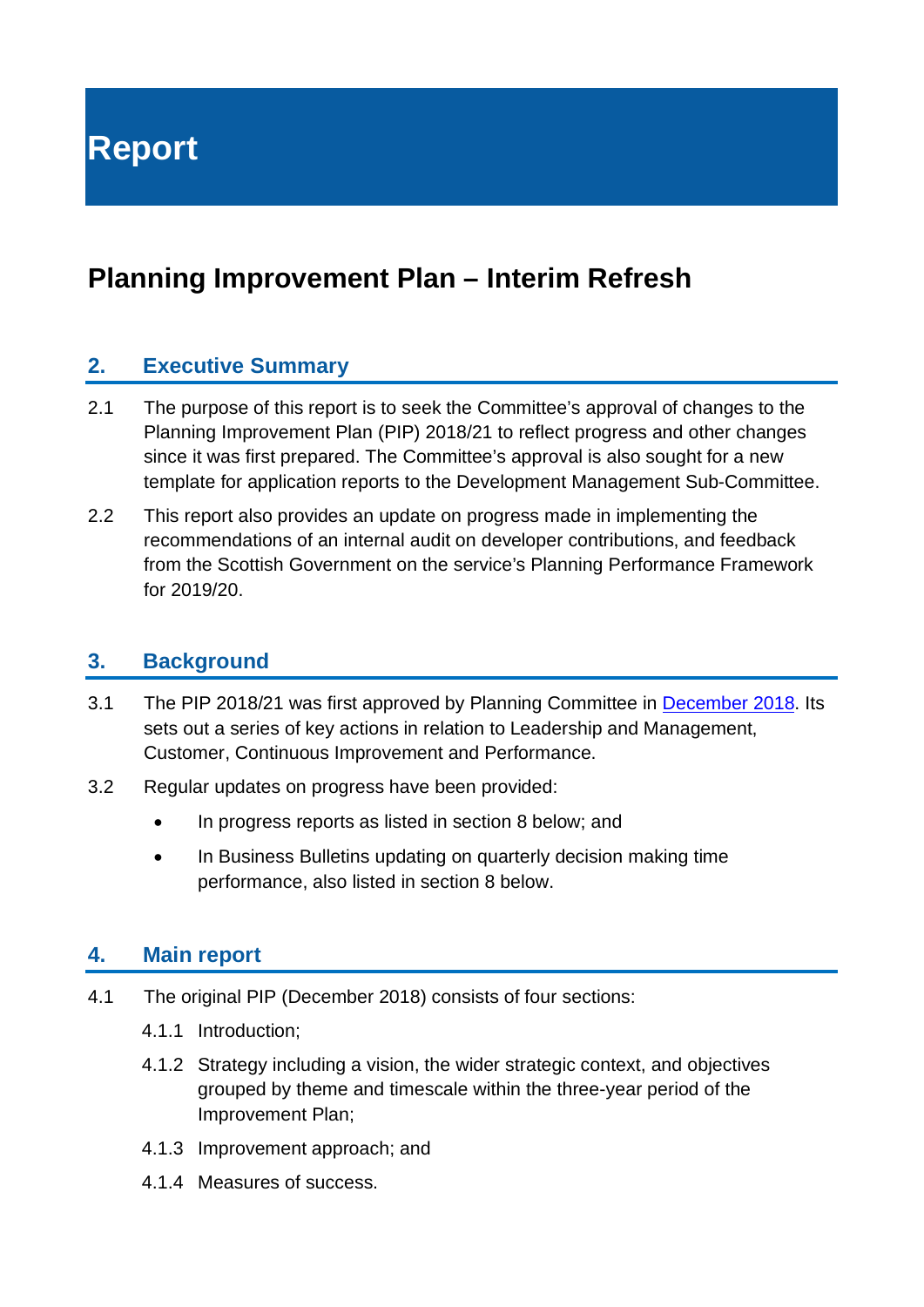# Report

## Planning Improvement Plan – Interim Refresh

### 2. Executive Summary

2.1 The purpose of this report is to seek the Committee's approval of changes to the Planning Improvement Plan (PIP) 2018/21 to reflect progress and other changes since it was first prepared. The Committee's approval is also sought for a new template for application reports to the Development Management Sub-Committee.

2.2 This report also provides an update on progress made in implementing the recommendations of an internal audit on developer contributions, and feedback from the Scottish Government on the service's Planning Performance Framework for 2019/20.

### 3. Background

3.1 The PIP 2018/21 was first approved by Planning Committee in December 2018. Its sets out a series of key actions in relation to Leadership and Management, Customer, Continuous Improvement and Performance.

3.2 Regular updates on progress have been provided:

- In progress reports as listed in section 8 below; and
- In Business Bulletins updating on quarterly decision making time performance, also listed in section 8 below.

### 4. Main report

4.1 The original PIP (December 2018) consists of four sections:

4.1.1 Introduction;

4.1.2 Strategy including a vision, the wider strategic context, and objectives grouped by theme and timescale within the three-year period of the Improvement Plan;

4.1.3 Improvement approach; and

4.1.4 Measures of success.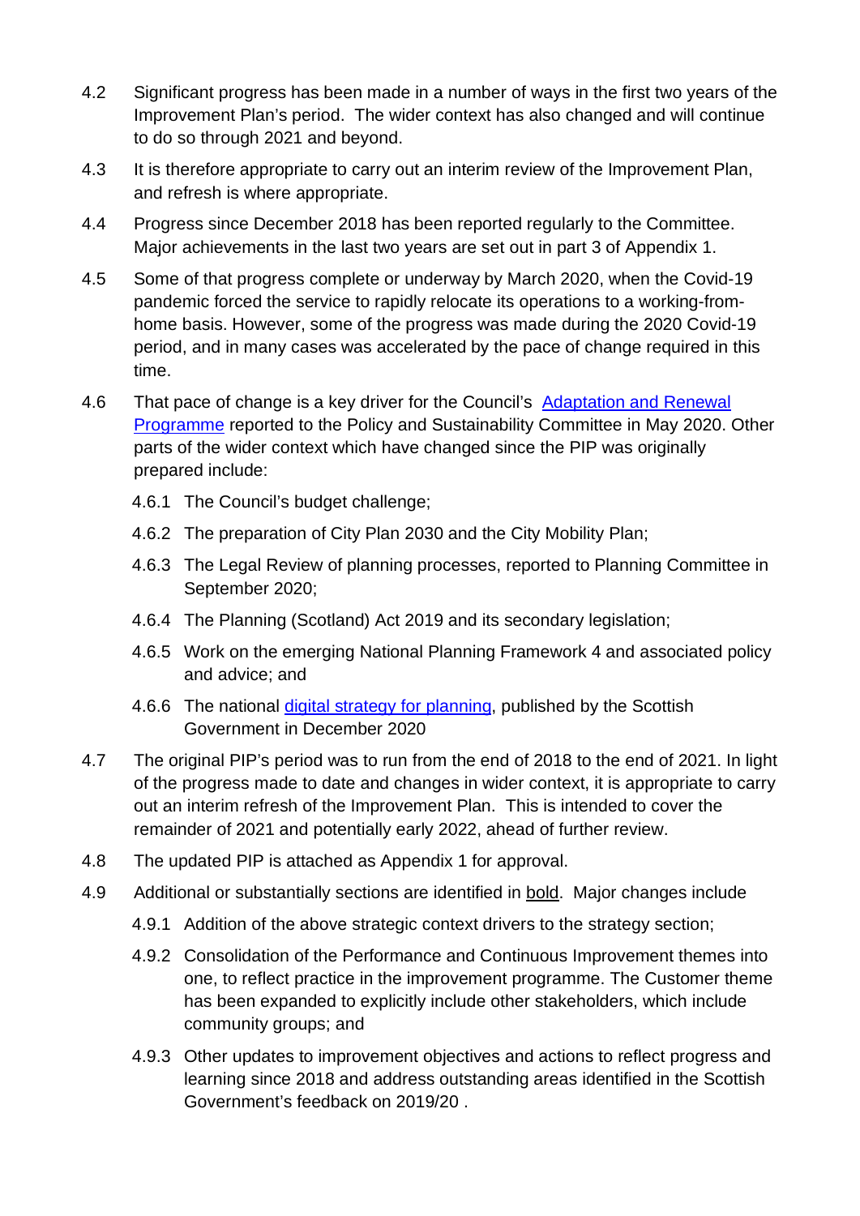4.2 Significant progress has been made in a number of ways in the first two years of the Improvement Plan's period. The wider context has also changed and will continue to do so through 2021 and beyond.

4.3 It is therefore appropriate to carry out an interim review of the Improvement Plan, and refresh is where appropriate.

4.4 Progress since December 2018 has been reported regularly to the Committee. Major achievements in the last two years are set out in part 3 of Appendix 1.

4.5 Some of that progress complete or underway by March 2020, when the Covid-19 pandemic forced the service to rapidly relocate its operations to a working-from-home basis. However, some of the progress was made during the 2020 Covid-19 period, and in many cases was accelerated by the pace of change required in this time.

4.6 That pace of change is a key driver for the Council's [Adaptation and Renewal Programme]() reported to the Policy and Sustainability Committee in May 2020. Other parts of the wider context which have changed since the PIP was originally prepared include:

- 4.6.1 The Council's budget challenge;
- 4.6.2 The preparation of City Plan 2030 and the City Mobility Plan;
- 4.6.3 The Legal Review of planning processes, reported to Planning Committee in September 2020;
- 4.6.4 The Planning (Scotland) Act 2019 and its secondary legislation;
- 4.6.5 Work on the emerging National Planning Framework 4 and associated policy and advice; and
- 4.6.6 The national [digital strategy for planning](), published by the Scottish Government in December 2020

4.7 The original PIP's period was to run from the end of 2018 to the end of 2021. In light of the progress made to date and changes in wider context, it is appropriate to carry out an interim refresh of the Improvement Plan. This is intended to cover the remainder of 2021 and potentially early 2022, ahead of further review.

4.8 The updated PIP is attached as Appendix 1 for approval.

4.9 Additional or substantially sections are identified in <u>bold</u>. Major changes include

- 4.9.1 Addition of the above strategic context drivers to the strategy section;
- 4.9.2 Consolidation of the Performance and Continuous Improvement themes into one, to reflect practice in the improvement programme. The Customer theme has been expanded to explicitly include other stakeholders, which include community groups; and
- 4.9.3 Other updates to improvement objectives and actions to reflect progress and learning since 2018 and address outstanding areas identified in the Scottish Government's feedback on 2019/20 .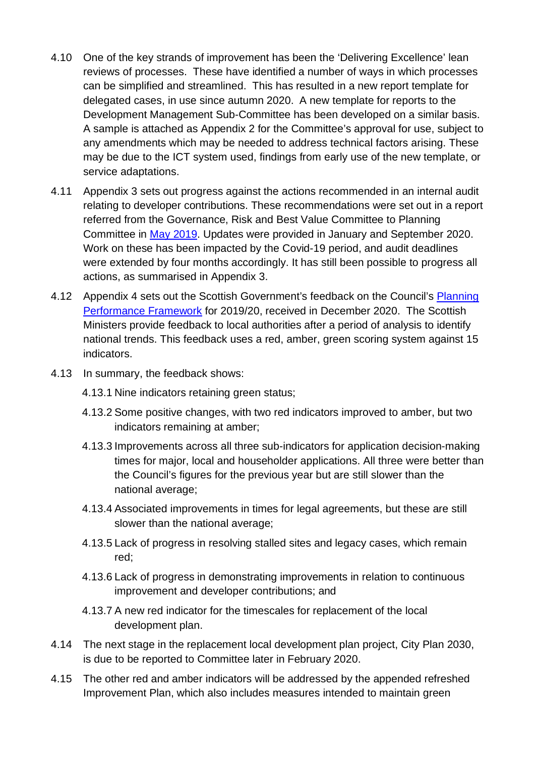4.10 One of the key strands of improvement has been the 'Delivering Excellence' lean reviews of processes. These have identified a number of ways in which processes can be simplified and streamlined. This has resulted in a new report template for delegated cases, in use since autumn 2020. A new template for reports to the Development Management Sub-Committee has been developed on a similar basis. A sample is attached as Appendix 2 for the Committee's approval for use, subject to any amendments which may be needed to address technical factors arising. These may be due to the ICT system used, findings from early use of the new template, or service adaptations.

4.11 Appendix 3 sets out progress against the actions recommended in an internal audit relating to developer contributions. These recommendations were set out in a report referred from the Governance, Risk and Best Value Committee to Planning Committee in May 2019. Updates were provided in January and September 2020. Work on these has been impacted by the Covid-19 period, and audit deadlines were extended by four months accordingly. It has still been possible to progress all actions, as summarised in Appendix 3.

4.12 Appendix 4 sets out the Scottish Government's feedback on the Council's Planning Performance Framework for 2019/20, received in December 2020. The Scottish Ministers provide feedback to local authorities after a period of analysis to identify national trends. This feedback uses a red, amber, green scoring system against 15 indicators.

4.13 In summary, the feedback shows:

4.13.1 Nine indicators retaining green status;

4.13.2 Some positive changes, with two red indicators improved to amber, but two indicators remaining at amber;

4.13.3 Improvements across all three sub-indicators for application decision-making times for major, local and householder applications. All three were better than the Council's figures for the previous year but are still slower than the national average;

4.13.4 Associated improvements in times for legal agreements, but these are still slower than the national average;

4.13.5 Lack of progress in resolving stalled sites and legacy cases, which remain red;

4.13.6 Lack of progress in demonstrating improvements in relation to continuous improvement and developer contributions; and

4.13.7 A new red indicator for the timescales for replacement of the local development plan.

4.14 The next stage in the replacement local development plan project, City Plan 2030, is due to be reported to Committee later in February 2020.

4.15 The other red and amber indicators will be addressed by the appended refreshed Improvement Plan, which also includes measures intended to maintain green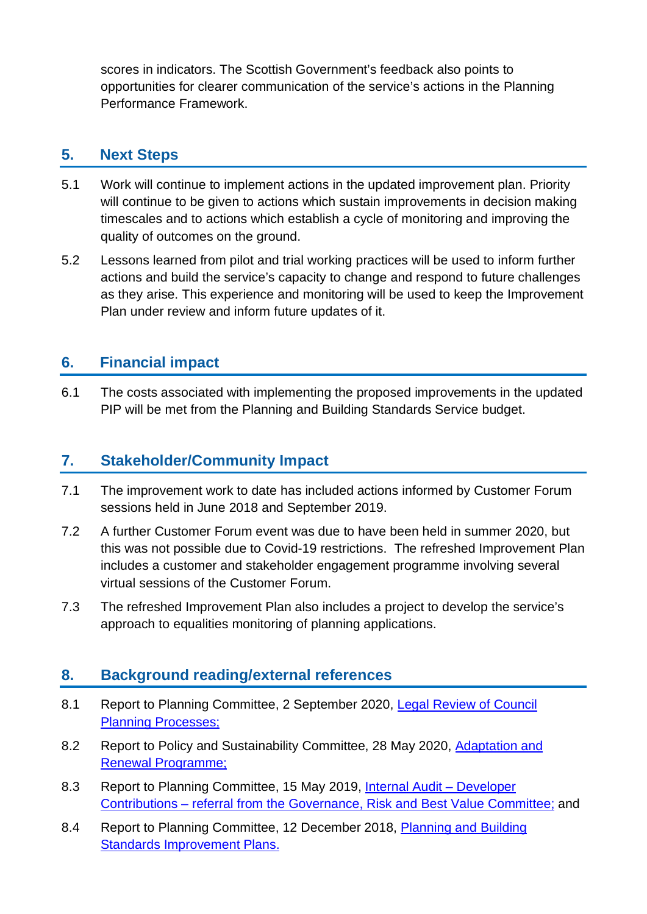scores in indicators. The Scottish Government's feedback also points to opportunities for clearer communication of the service's actions in the Planning Performance Framework.

## 5. Next Steps

5.1 Work will continue to implement actions in the updated improvement plan. Priority will continue to be given to actions which sustain improvements in decision making timescales and to actions which establish a cycle of monitoring and improving the quality of outcomes on the ground.

5.2 Lessons learned from pilot and trial working practices will be used to inform further actions and build the service's capacity to change and respond to future challenges as they arise. This experience and monitoring will be used to keep the Improvement Plan under review and inform future updates of it.

## 6. Financial impact

6.1 The costs associated with implementing the proposed improvements in the updated PIP will be met from the Planning and Building Standards Service budget.

## 7. Stakeholder/Community Impact

7.1 The improvement work to date has included actions informed by Customer Forum sessions held in June 2018 and September 2019.

7.2 A further Customer Forum event was due to have been held in summer 2020, but this was not possible due to Covid-19 restrictions. The refreshed Improvement Plan includes a customer and stakeholder engagement programme involving several virtual sessions of the Customer Forum.

7.3 The refreshed Improvement Plan also includes a project to develop the service's approach to equalities monitoring of planning applications.

## 8. Background reading/external references

8.1 Report to Planning Committee, 2 September 2020, Legal Review of Council Planning Processes;

8.2 Report to Policy and Sustainability Committee, 28 May 2020, Adaptation and Renewal Programme;

8.3 Report to Planning Committee, 15 May 2019, Internal Audit – Developer Contributions – referral from the Governance, Risk and Best Value Committee; and

8.4 Report to Planning Committee, 12 December 2018, Planning and Building Standards Improvement Plans.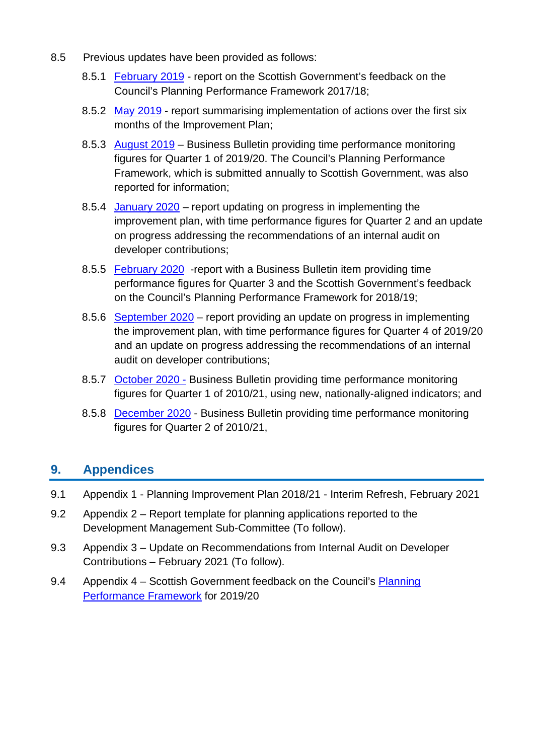8.5 Previous updates have been provided as follows:

8.5.1 February 2019 - report on the Scottish Government's feedback on the Council's Planning Performance Framework 2017/18;

8.5.2 May 2019 - report summarising implementation of actions over the first six months of the Improvement Plan;

8.5.3 August 2019 – Business Bulletin providing time performance monitoring figures for Quarter 1 of 2019/20. The Council's Planning Performance Framework, which is submitted annually to Scottish Government, was also reported for information;

8.5.4 January 2020 – report updating on progress in implementing the improvement plan, with time performance figures for Quarter 2 and an update on progress addressing the recommendations of an internal audit on developer contributions;

8.5.5 February 2020 -report with a Business Bulletin item providing time performance figures for Quarter 3 and the Scottish Government's feedback on the Council's Planning Performance Framework for 2018/19;

8.5.6 September 2020 – report providing an update on progress in implementing the improvement plan, with time performance figures for Quarter 4 of 2019/20 and an update on progress addressing the recommendations of an internal audit on developer contributions;

8.5.7 October 2020 - Business Bulletin providing time performance monitoring figures for Quarter 1 of 2010/21, using new, nationally-aligned indicators; and

8.5.8 December 2020 - Business Bulletin providing time performance monitoring figures for Quarter 2 of 2010/21,

## 9. Appendices

9.1 Appendix 1 - Planning Improvement Plan 2018/21 - Interim Refresh, February 2021

9.2 Appendix 2 – Report template for planning applications reported to the Development Management Sub-Committee (To follow).

9.3 Appendix 3 – Update on Recommendations from Internal Audit on Developer Contributions – February 2021 (To follow).

9.4 Appendix 4 – Scottish Government feedback on the Council's Planning Performance Framework for 2019/20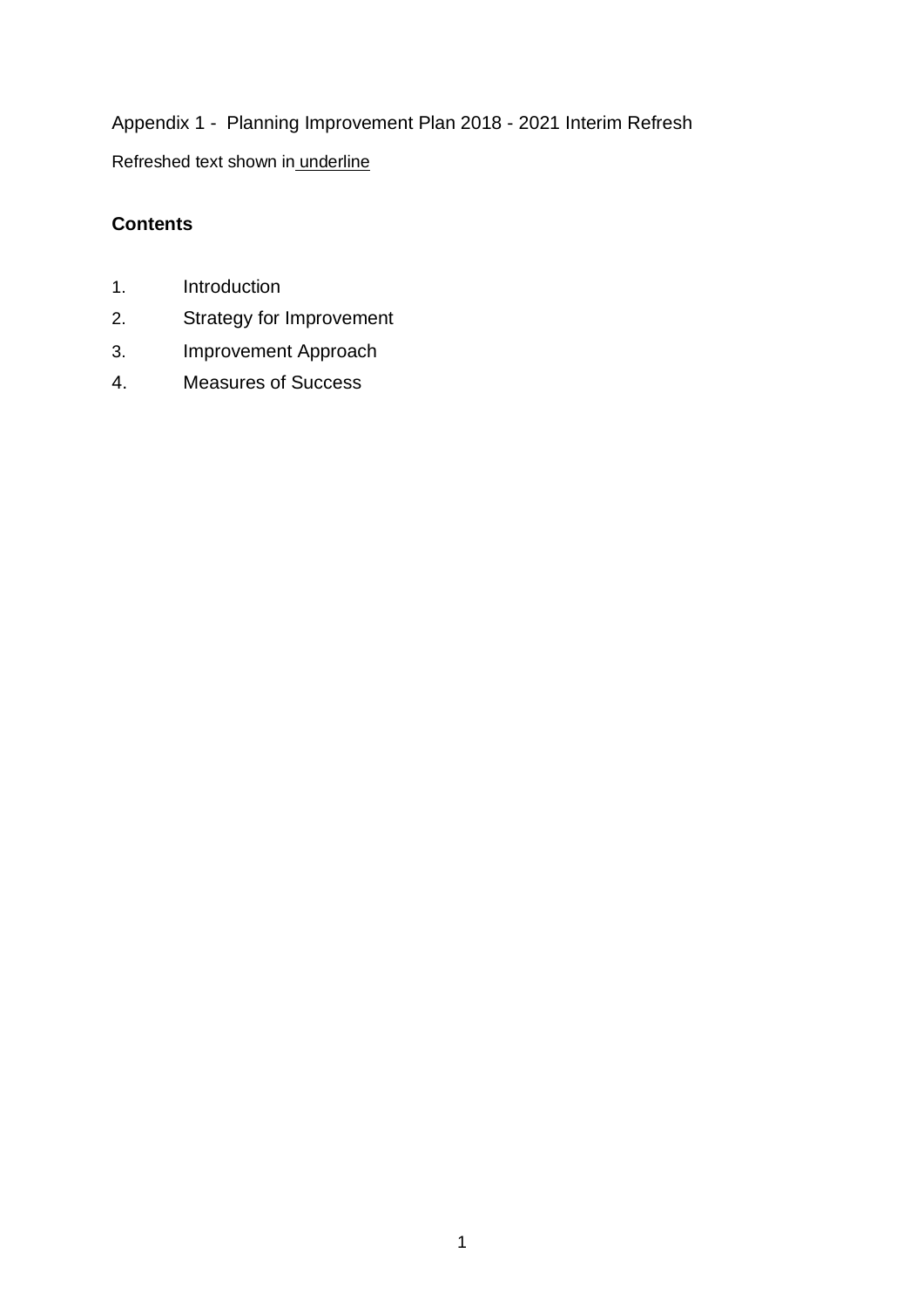Appendix 1 - Planning Improvement Plan 2018 - 2021 Interim Refresh

Refreshed text shown in <u>underline</u>

**Contents**

1. Introduction
2. Strategy for Improvement
3. Improvement Approach
4. Measures of Success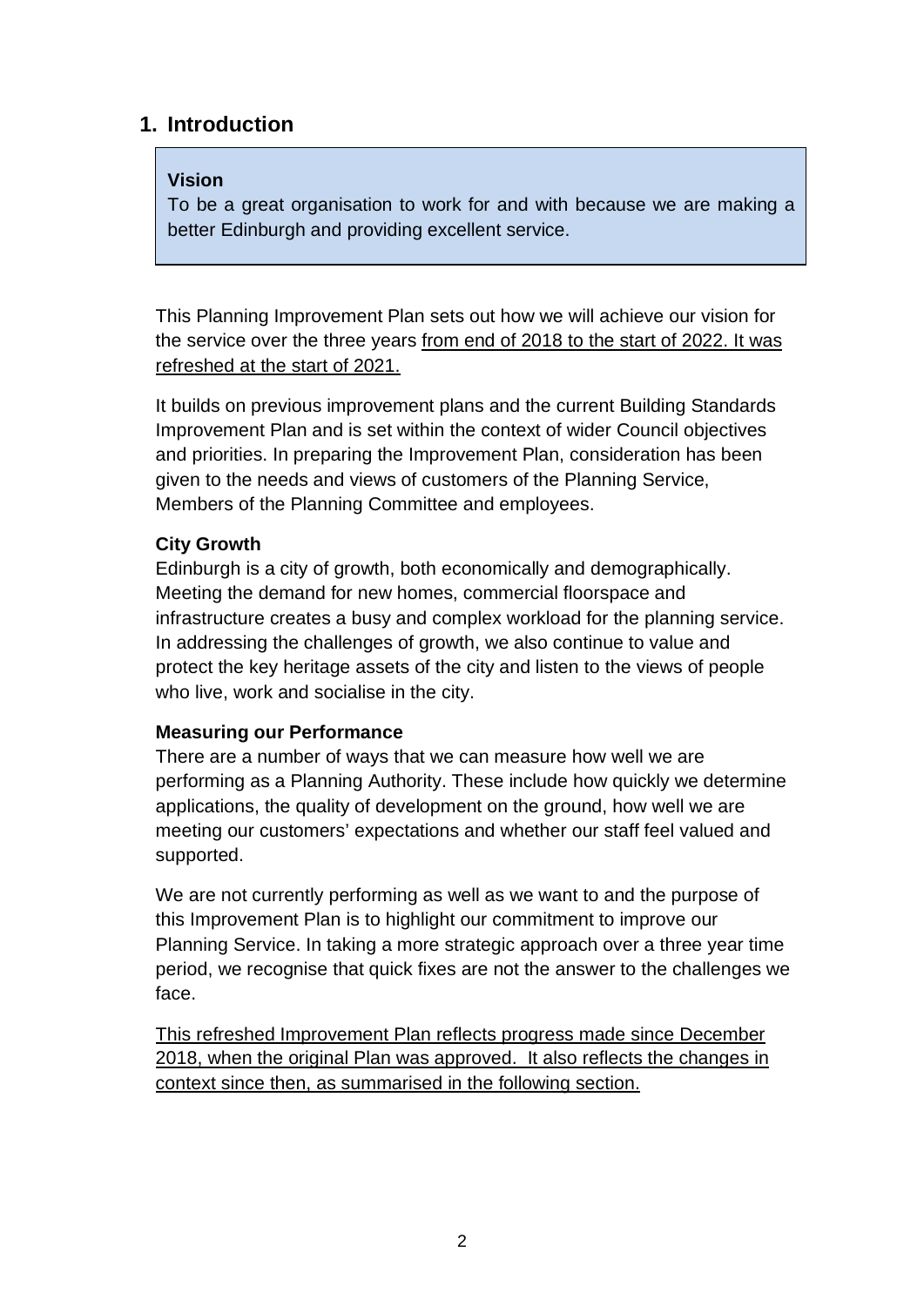## 1. Introduction

**Vision**

To be a great organisation to work for and with because we are making a better Edinburgh and providing excellent service.

This Planning Improvement Plan sets out how we will achieve our vision for the service over the three years from end of 2018 to the start of 2022. It was refreshed at the start of 2021.

It builds on previous improvement plans and the current Building Standards Improvement Plan and is set within the context of wider Council objectives and priorities. In preparing the Improvement Plan, consideration has been given to the needs and views of customers of the Planning Service, Members of the Planning Committee and employees.

**City Growth**

Edinburgh is a city of growth, both economically and demographically. Meeting the demand for new homes, commercial floorspace and infrastructure creates a busy and complex workload for the planning service. In addressing the challenges of growth, we also continue to value and protect the key heritage assets of the city and listen to the views of people who live, work and socialise in the city.

**Measuring our Performance**

There are a number of ways that we can measure how well we are performing as a Planning Authority. These include how quickly we determine applications, the quality of development on the ground, how well we are meeting our customers' expectations and whether our staff feel valued and supported.

We are not currently performing as well as we want to and the purpose of this Improvement Plan is to highlight our commitment to improve our Planning Service. In taking a more strategic approach over a three year time period, we recognise that quick fixes are not the answer to the challenges we face.

This refreshed Improvement Plan reflects progress made since December 2018, when the original Plan was approved. It also reflects the changes in context since then, as summarised in the following section.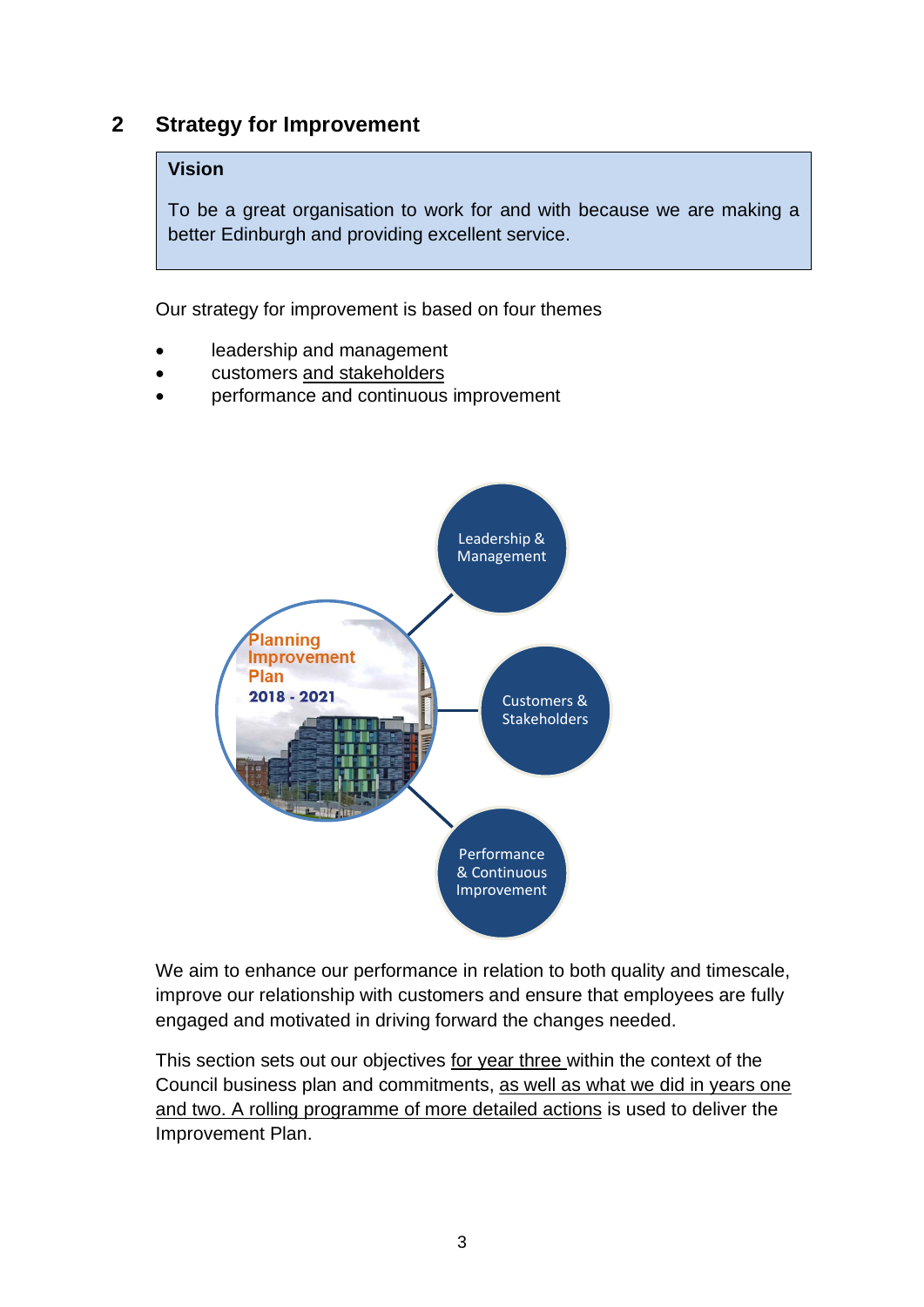## 2 Strategy for Improvement

**Vision**

To be a great organisation to work for and with because we are making a better Edinburgh and providing excellent service.

Our strategy for improvement is based on four themes

- leadership and management
- customers and stakeholders
- performance and continuous improvement

Planning Improvement Plan 2018 - 2021

Leadership & Management

Customers & Stakeholders

Performance & Continuous Improvement

We aim to enhance our performance in relation to both quality and timescale, improve our relationship with customers and ensure that employees are fully engaged and motivated in driving forward the changes needed.

This section sets out our objectives for year three within the context of the Council business plan and commitments, as well as what we did in years one and two. A rolling programme of more detailed actions is used to deliver the Improvement Plan.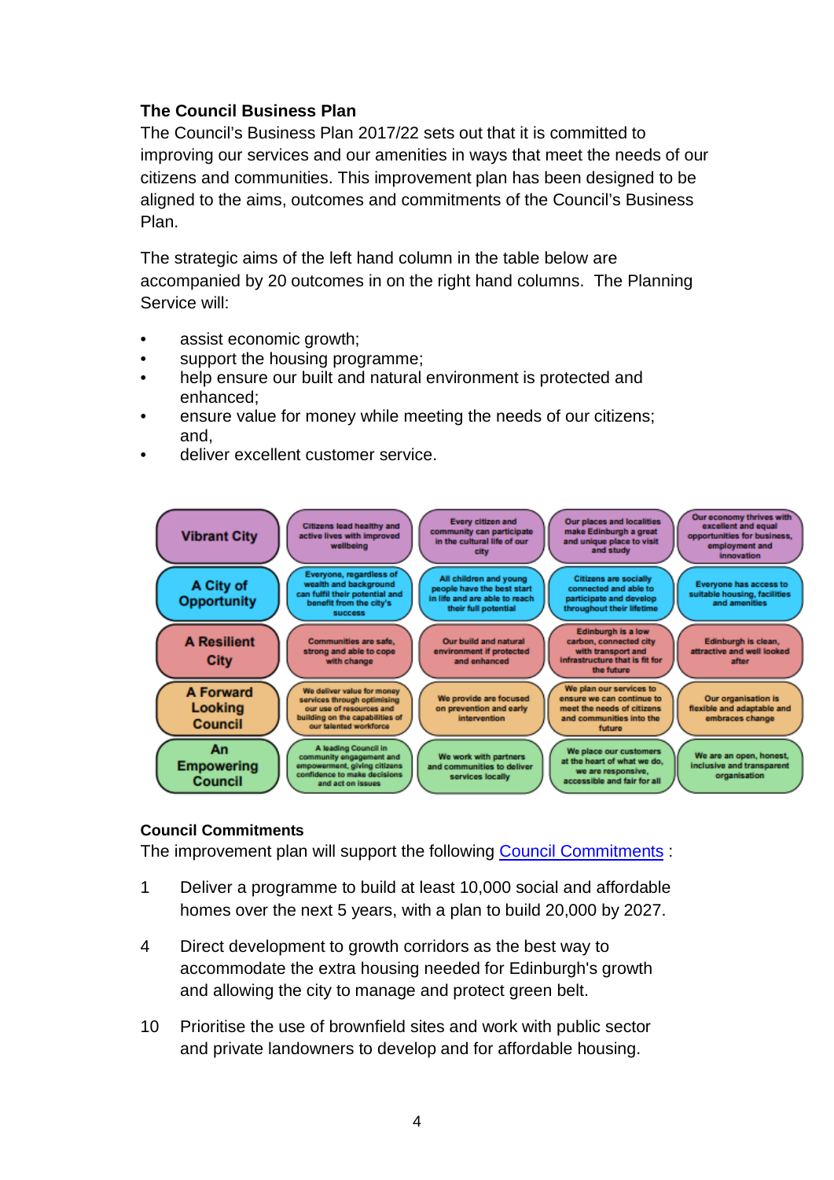### The Council Business Plan

The Council's Business Plan 2017/22 sets out that it is committed to improving our services and our amenities in ways that meet the needs of our citizens and communities. This improvement plan has been designed to be aligned to the aims, outcomes and commitments of the Council's Business Plan.

The strategic aims of the left hand column in the table below are accompanied by 20 outcomes in on the right hand columns. The Planning Service will:

- assist economic growth;
- support the housing programme;
- help ensure our built and natural environment is protected and enhanced;
- ensure value for money while meeting the needs of our citizens; and,
- deliver excellent customer service.

| | | | | |
|---|---|---|---|---|
| **Vibrant City** | Citizens lead healthy and active lives with improved wellbeing | Every citizen and community can participate in the cultural life of our city | Our places and localities make Edinburgh a great and unique place to visit and study | Our economy thrives with excellent and equal opportunities for business, employment and innovation |
| **A City of Opportunity** | Everyone, regardless of wealth and background can fulfil their potential and benefit from the city's success | All children and young people have the best start in life and are able to reach their full potential | Citizens are socially connected and able to participate and develop throughout their lifetime | Everyone has access to suitable housing, facilities and amenities |
| **A Resilient City** | Communities are safe, strong and able to cope with change | Our build and natural environment if protected and enhanced | Edinburgh is a low carbon, connected city with transport and infrastructure that is fit for the future | Edinburgh is clean, attractive and well looked after |
| **A Forward Looking Council** | We deliver value for money services through optimising our use of resources and building on the capabilities of our talented workforce | We provide are focused on prevention and early intervention | We plan our services to ensure we can continue to meet the needs of citizens and communities into the future | Our organisation is flexible and adaptable and embraces change |
| **An Empowering Council** | A leading Council in community engagement and empowerment, giving citizens confidence to make decisions and act on issues | We work with partners and communities to deliver services locally | We place our customers at the heart of what we do, we are responsive, accessible and fair for all | We are an open, honest, inclusive and transparent organisation |

### Council Commitments

The improvement plan will support the following Council Commitments :

1 Deliver a programme to build at least 10,000 social and affordable homes over the next 5 years, with a plan to build 20,000 by 2027.

4 Direct development to growth corridors as the best way to accommodate the extra housing needed for Edinburgh's growth and allowing the city to manage and protect green belt.

10 Prioritise the use of brownfield sites and work with public sector and private landowners to develop and for affordable housing.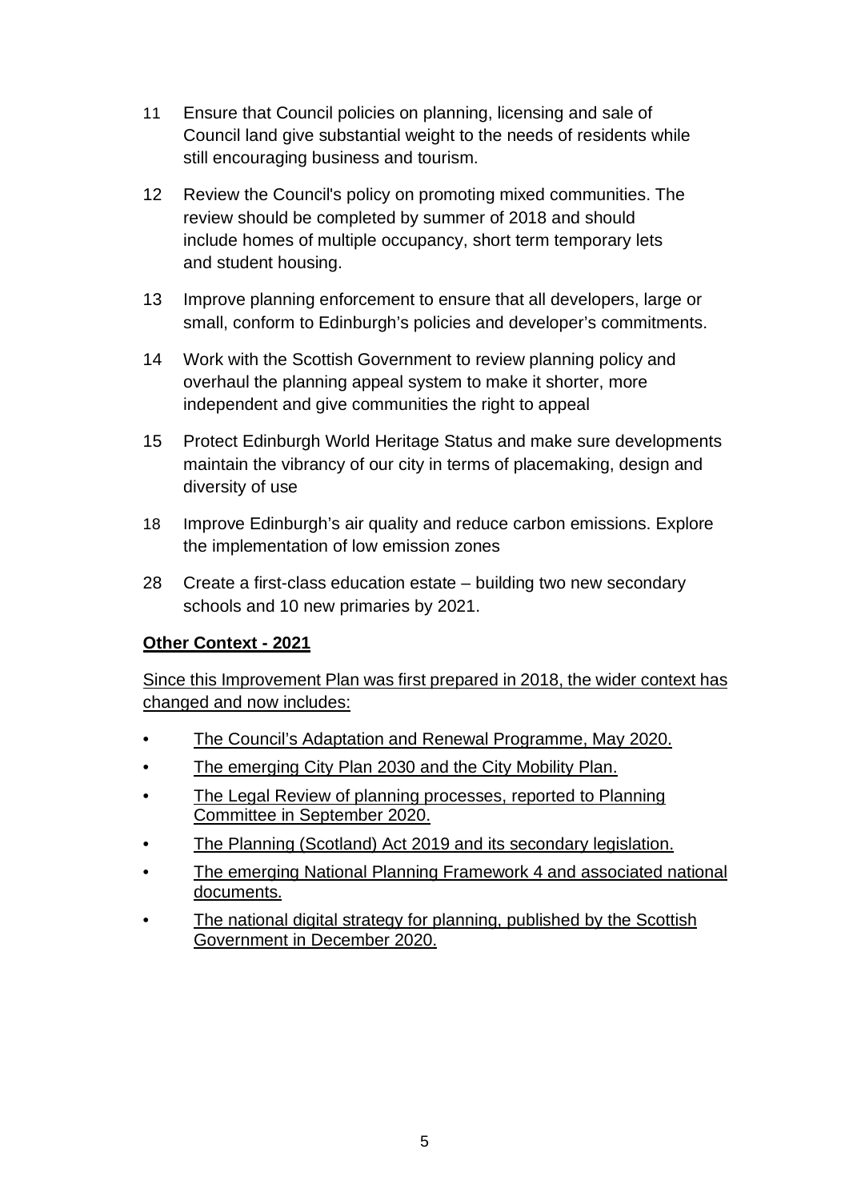11 Ensure that Council policies on planning, licensing and sale of Council land give substantial weight to the needs of residents while still encouraging business and tourism.

12 Review the Council's policy on promoting mixed communities. The review should be completed by summer of 2018 and should include homes of multiple occupancy, short term temporary lets and student housing.

13 Improve planning enforcement to ensure that all developers, large or small, conform to Edinburgh's policies and developer's commitments.

14 Work with the Scottish Government to review planning policy and overhaul the planning appeal system to make it shorter, more independent and give communities the right to appeal

15 Protect Edinburgh World Heritage Status and make sure developments maintain the vibrancy of our city in terms of placemaking, design and diversity of use

18 Improve Edinburgh's air quality and reduce carbon emissions. Explore the implementation of low emission zones

28 Create a first-class education estate – building two new secondary schools and 10 new primaries by 2021.

**Other Context - 2021**

Since this Improvement Plan was first prepared in 2018, the wider context has changed and now includes:

- The Council's Adaptation and Renewal Programme, May 2020.
- The emerging City Plan 2030 and the City Mobility Plan.
- The Legal Review of planning processes, reported to Planning Committee in September 2020.
- The Planning (Scotland) Act 2019 and its secondary legislation.
- The emerging National Planning Framework 4 and associated national documents.
- The national digital strategy for planning, published by the Scottish Government in December 2020.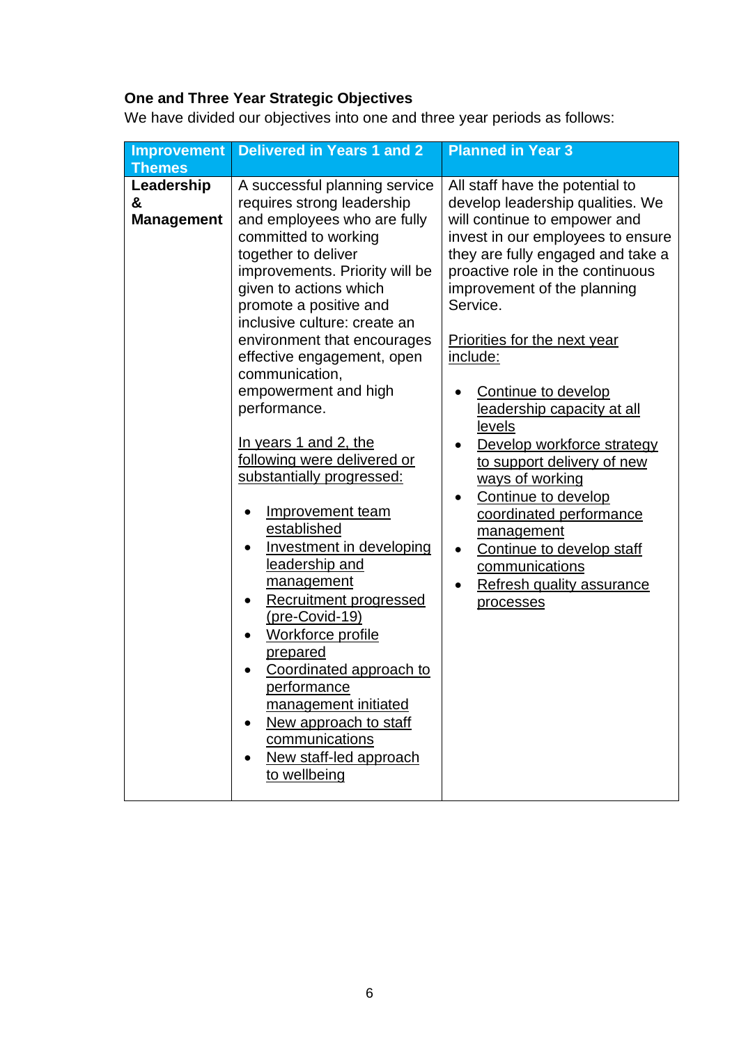### One and Three Year Strategic Objectives

We have divided our objectives into one and three year periods as follows:

| Improvement Themes | Delivered in Years 1 and 2 | Planned in Year 3 |
| --- | --- | --- |
| **Leadership & Management** | A successful planning service requires strong leadership and employees who are fully committed to working together to deliver improvements. Priority will be given to actions which promote a positive and inclusive culture: create an environment that encourages effective engagement, open communication, empowerment and high performance.<br><br>In years 1 and 2, the following were delivered or substantially progressed:<br><br>• Improvement team established<br>• Investment in developing leadership and management<br>• Recruitment progressed (pre-Covid-19)<br>• Workforce profile prepared<br>• Coordinated approach to performance management initiated<br>• New approach to staff communications<br>• New staff-led approach to wellbeing | All staff have the potential to develop leadership qualities. We will continue to empower and invest in our employees to ensure they are fully engaged and take a proactive role in the continuous improvement of the planning Service.<br><br>Priorities for the next year include:<br><br>• Continue to develop leadership capacity at all levels<br>• Develop workforce strategy to support delivery of new ways of working<br>• Continue to develop coordinated performance management<br>• Continue to develop staff communications<br>• Refresh quality assurance processes |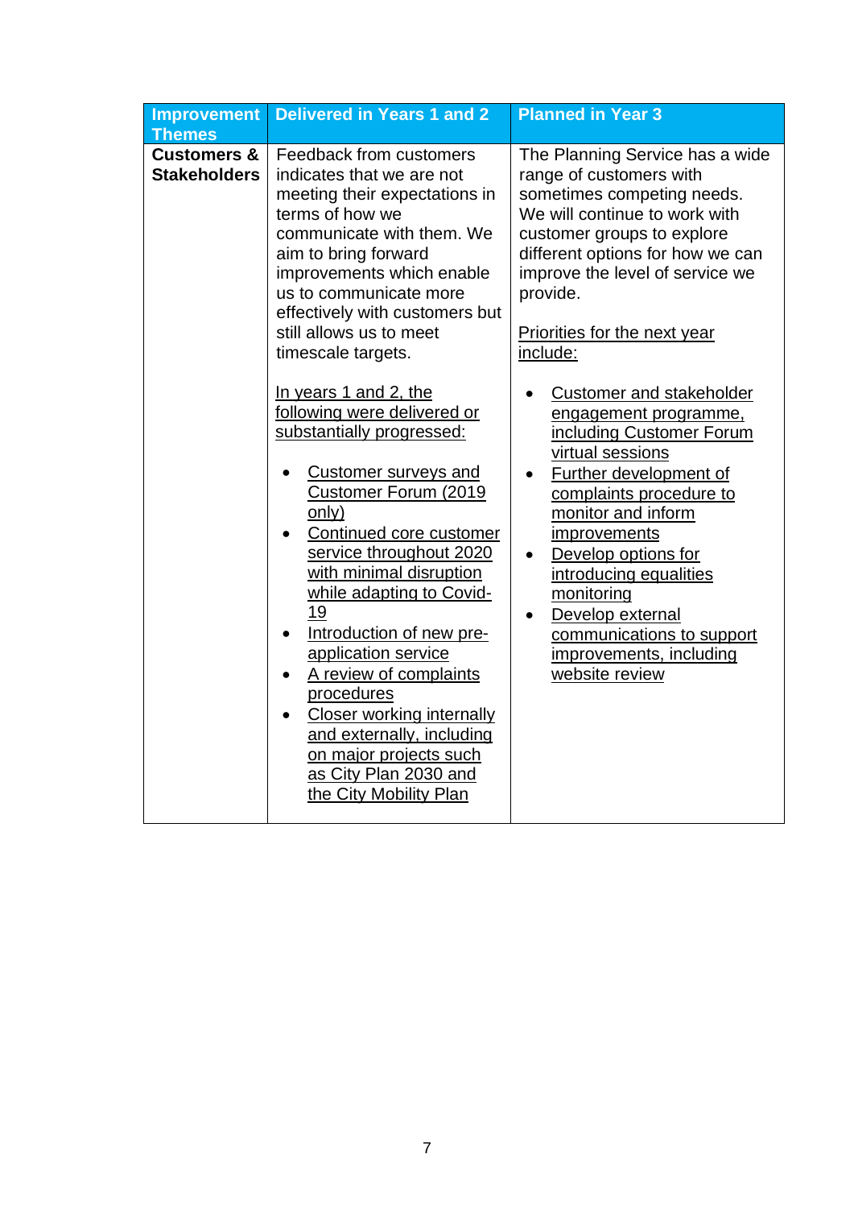| Improvement Themes | Delivered in Years 1 and 2 | Planned in Year 3 |
|---|---|---|
| **Customers & Stakeholders** | Feedback from customers indicates that we are not meeting their expectations in terms of how we communicate with them. We aim to bring forward improvements which enable us to communicate more effectively with customers but still allows us to meet timescale targets.<br><br><u>In years 1 and 2, the following were delivered or substantially progressed:</u><br><br>• <u>Customer surveys and Customer Forum (2019 only)</u><br>• <u>Continued core customer service throughout 2020 with minimal disruption while adapting to Covid-19</u><br>• <u>Introduction of new pre-application service</u><br>• <u>A review of complaints procedures</u><br>• <u>Closer working internally and externally, including on major projects such as City Plan 2030 and the City Mobility Plan</u> | The Planning Service has a wide range of customers with sometimes competing needs. We will continue to work with customer groups to explore different options for how we can improve the level of service we provide.<br><br><u>Priorities for the next year include:</u><br><br>• <u>Customer and stakeholder engagement programme, including Customer Forum virtual sessions</u><br>• <u>Further development of complaints procedure to monitor and inform improvements</u><br>• <u>Develop options for introducing equalities monitoring</u><br>• <u>Develop external communications to support improvements, including website review</u> |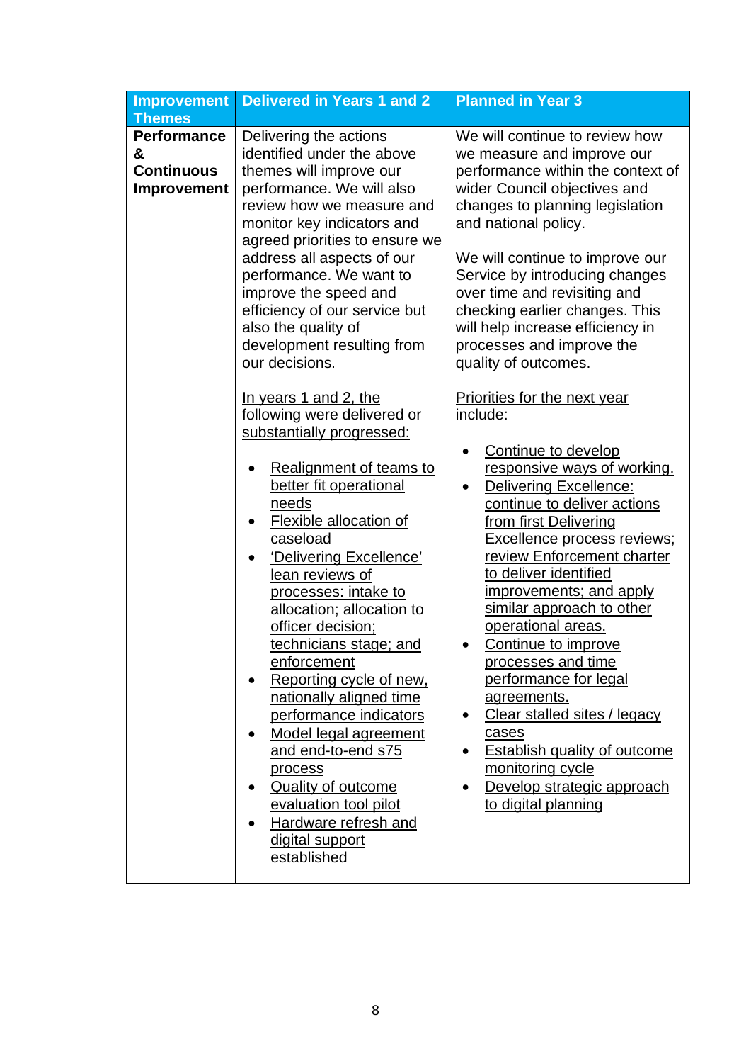| Improvement Themes | Delivered in Years 1 and 2 | Planned in Year 3 |
|---|---|---|
| **Performance & Continuous Improvement** | Delivering the actions identified under the above themes will improve our performance. We will also review how we measure and monitor key indicators and agreed priorities to ensure we address all aspects of our performance. We want to improve the speed and efficiency of our service but also the quality of development resulting from our decisions.<br><br><u>In years 1 and 2, the following were delivered or substantially progressed:</u><br><br>• <u>Realignment of teams to better fit operational needs</u><br>• <u>Flexible allocation of caseload</u><br>• <u>'Delivering Excellence' lean reviews of processes: intake to allocation; allocation to officer decision; technicians stage; and enforcement</u><br>• <u>Reporting cycle of new, nationally aligned time performance indicators</u><br>• <u>Model legal agreement and end-to-end s75 process</u><br>• <u>Quality of outcome evaluation tool pilot</u><br>• <u>Hardware refresh and digital support established</u> | We will continue to review how we measure and improve our performance within the context of wider Council objectives and changes to planning legislation and national policy.<br><br>We will continue to improve our Service by introducing changes over time and revisiting and checking earlier changes. This will help increase efficiency in processes and improve the quality of outcomes.<br><br><u>Priorities for the next year include:</u><br><br>• <u>Continue to develop responsive ways of working.</u><br>• <u>Delivering Excellence: continue to deliver actions from first Delivering Excellence process reviews; review Enforcement charter to deliver identified improvements; and apply similar approach to other operational areas.</u><br>• <u>Continue to improve processes and time performance for legal agreements.</u><br>• <u>Clear stalled sites / legacy cases</u><br>• <u>Establish quality of outcome monitoring cycle</u><br>• <u>Develop strategic approach to digital planning</u> |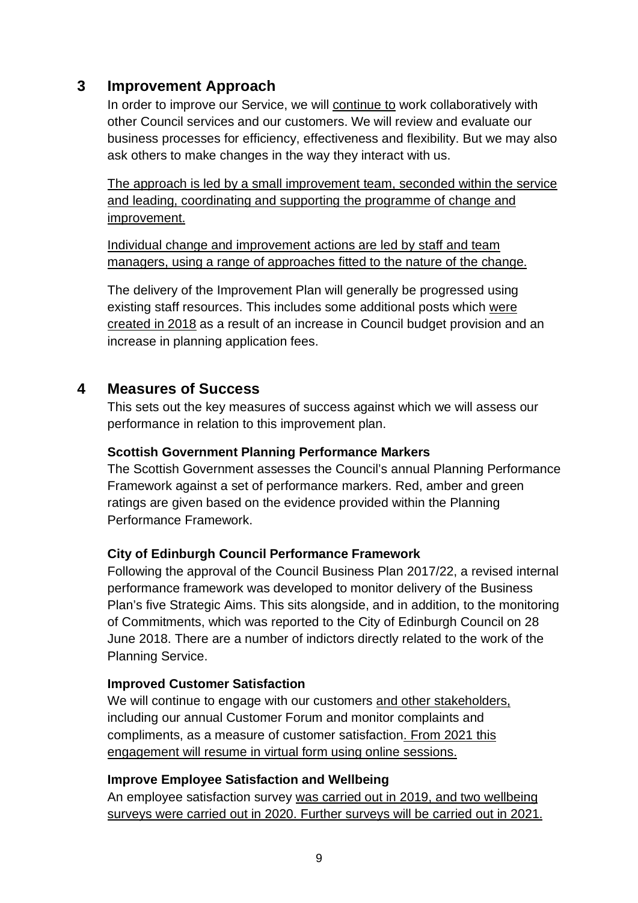## 3 Improvement Approach

In order to improve our Service, we will continue to work collaboratively with other Council services and our customers. We will review and evaluate our business processes for efficiency, effectiveness and flexibility. But we may also ask others to make changes in the way they interact with us.

The approach is led by a small improvement team, seconded within the service and leading, coordinating and supporting the programme of change and improvement.

Individual change and improvement actions are led by staff and team managers, using a range of approaches fitted to the nature of the change.

The delivery of the Improvement Plan will generally be progressed using existing staff resources. This includes some additional posts which were created in 2018 as a result of an increase in Council budget provision and an increase in planning application fees.

## 4 Measures of Success

This sets out the key measures of success against which we will assess our performance in relation to this improvement plan.

**Scottish Government Planning Performance Markers**

The Scottish Government assesses the Council's annual Planning Performance Framework against a set of performance markers. Red, amber and green ratings are given based on the evidence provided within the Planning Performance Framework.

**City of Edinburgh Council Performance Framework**

Following the approval of the Council Business Plan 2017/22, a revised internal performance framework was developed to monitor delivery of the Business Plan's five Strategic Aims. This sits alongside, and in addition, to the monitoring of Commitments, which was reported to the City of Edinburgh Council on 28 June 2018. There are a number of indictors directly related to the work of the Planning Service.

**Improved Customer Satisfaction**

We will continue to engage with our customers and other stakeholders, including our annual Customer Forum and monitor complaints and compliments, as a measure of customer satisfaction. From 2021 this engagement will resume in virtual form using online sessions.

**Improve Employee Satisfaction and Wellbeing**

An employee satisfaction survey was carried out in 2019, and two wellbeing surveys were carried out in 2020. Further surveys will be carried out in 2021.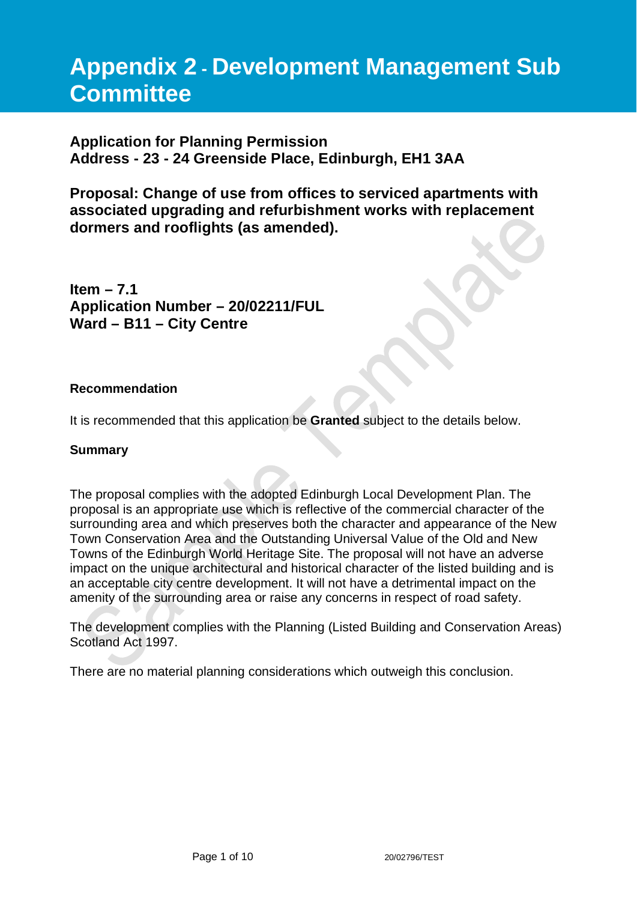# Appendix 2 - Development Management Sub Committee

**Application for Planning Permission**
**Address - 23 - 24 Greenside Place, Edinburgh, EH1 3AA**

**Proposal: Change of use from offices to serviced apartments with associated upgrading and refurbishment works with replacement dormers and rooflights (as amended).**

**Item – 7.1**
**Application Number – 20/02211/FUL**
**Ward – B11 – City Centre**

**Recommendation**

It is recommended that this application be **Granted** subject to the details below.

**Summary**

The proposal complies with the adopted Edinburgh Local Development Plan. The proposal is an appropriate use which is reflective of the commercial character of the surrounding area and which preserves both the character and appearance of the New Town Conservation Area and the Outstanding Universal Value of the Old and New Towns of the Edinburgh World Heritage Site. The proposal will not have an adverse impact on the unique architectural and historical character of the listed building and is an acceptable city centre development. It will not have a detrimental impact on the amenity of the surrounding area or raise any concerns in respect of road safety.

The development complies with the Planning (Listed Building and Conservation Areas) Scotland Act 1997.

There are no material planning considerations which outweigh this conclusion.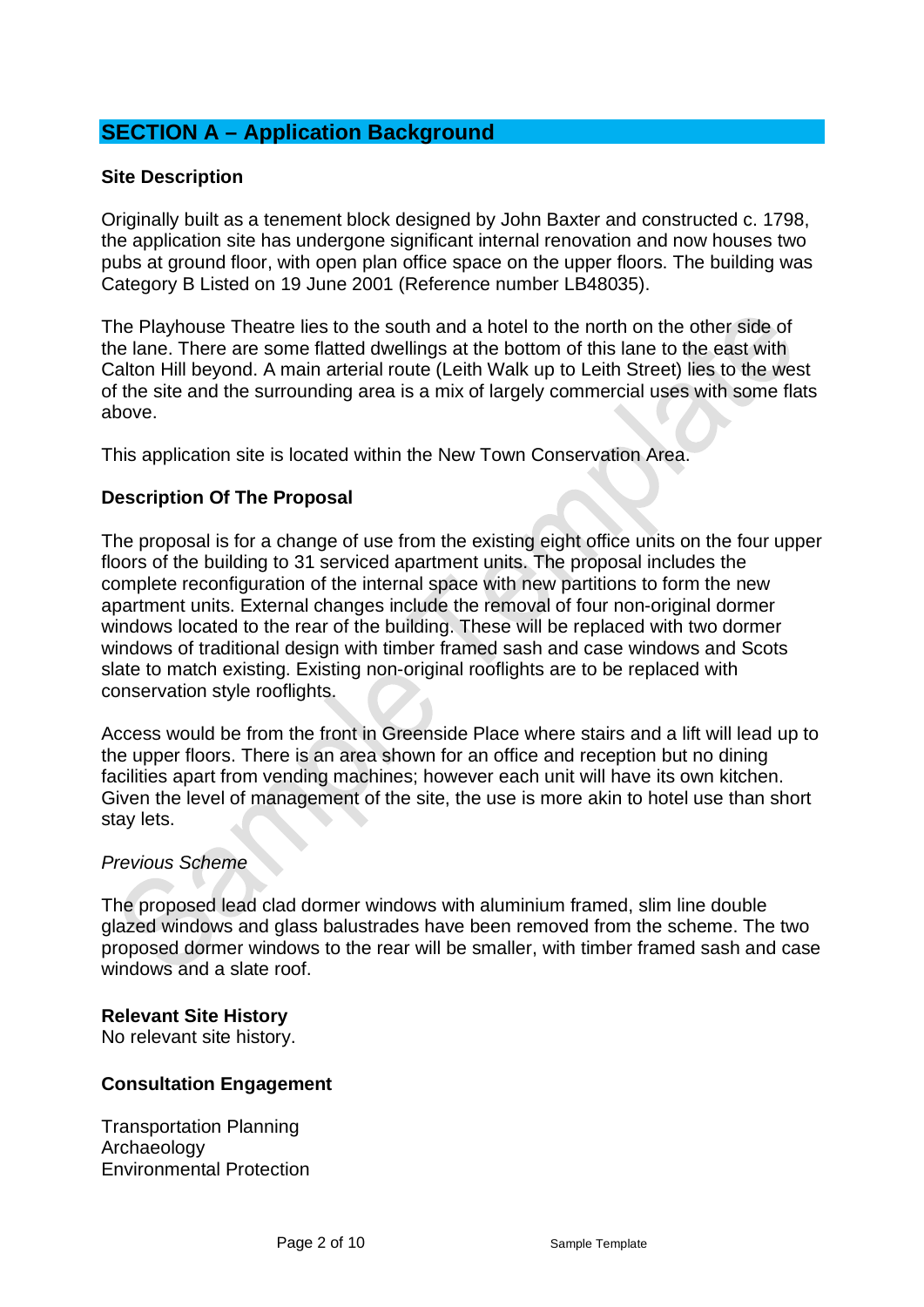## SECTION A – Application Background

### Site Description

Originally built as a tenement block designed by John Baxter and constructed c. 1798, the application site has undergone significant internal renovation and now houses two pubs at ground floor, with open plan office space on the upper floors. The building was Category B Listed on 19 June 2001 (Reference number LB48035).

The Playhouse Theatre lies to the south and a hotel to the north on the other side of the lane. There are some flatted dwellings at the bottom of this lane to the east with Calton Hill beyond. A main arterial route (Leith Walk up to Leith Street) lies to the west of the site and the surrounding area is a mix of largely commercial uses with some flats above.

This application site is located within the New Town Conservation Area.

### Description Of The Proposal

The proposal is for a change of use from the existing eight office units on the four upper floors of the building to 31 serviced apartment units. The proposal includes the complete reconfiguration of the internal space with new partitions to form the new apartment units. External changes include the removal of four non-original dormer windows located to the rear of the building. These will be replaced with two dormer windows of traditional design with timber framed sash and case windows and Scots slate to match existing. Existing non-original rooflights are to be replaced with conservation style rooflights.

Access would be from the front in Greenside Place where stairs and a lift will lead up to the upper floors. There is an area shown for an office and reception but no dining facilities apart from vending machines; however each unit will have its own kitchen. Given the level of management of the site, the use is more akin to hotel use than short stay lets.

*Previous Scheme*

The proposed lead clad dormer windows with aluminium framed, slim line double glazed windows and glass balustrades have been removed from the scheme. The two proposed dormer windows to the rear will be smaller, with timber framed sash and case windows and a slate roof.

**Relevant Site History**
No relevant site history.

### Consultation Engagement

Transportation Planning
Archaeology
Environmental Protection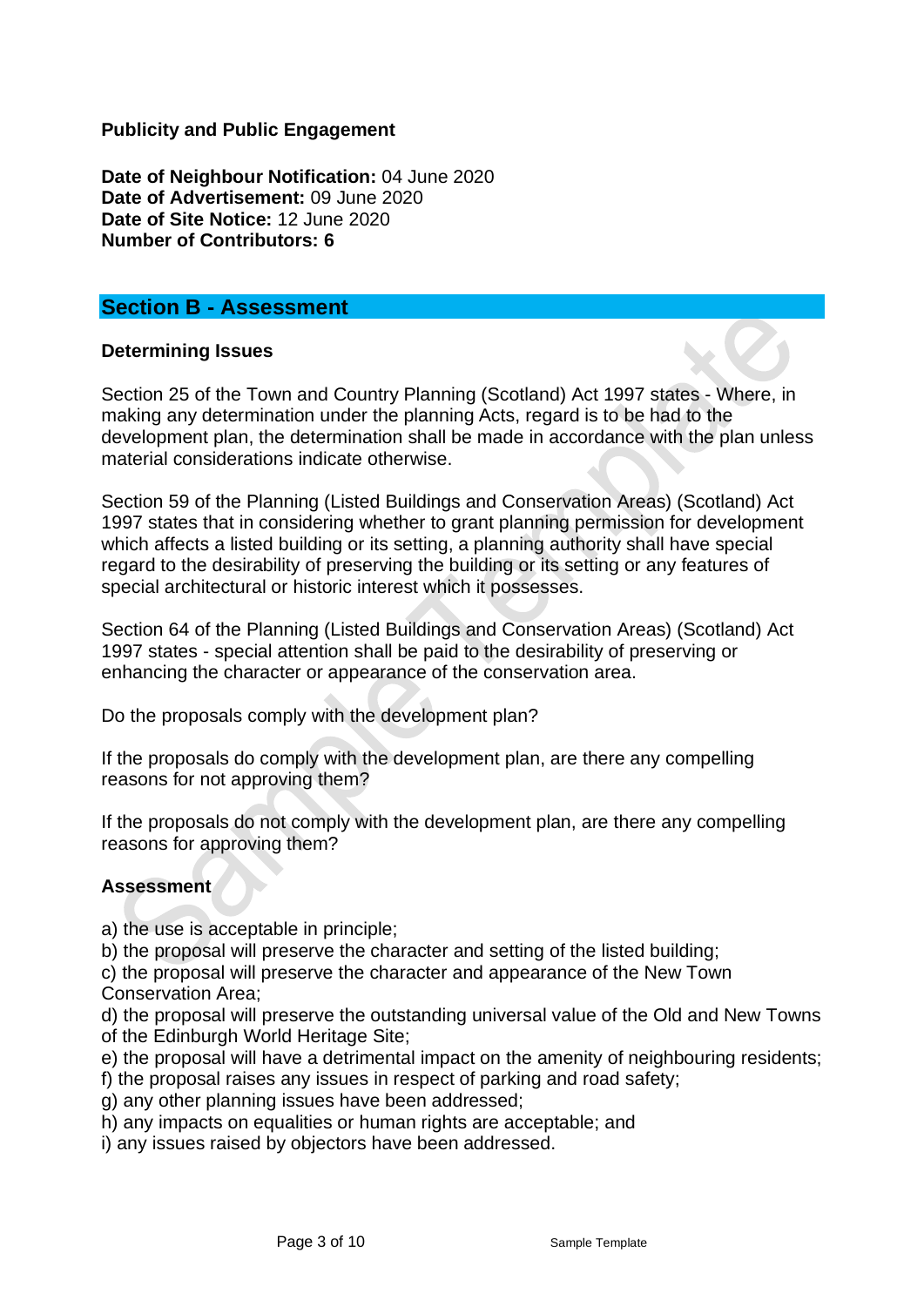**Publicity and Public Engagement**

**Date of Neighbour Notification:** 04 June 2020
**Date of Advertisement:** 09 June 2020
**Date of Site Notice:** 12 June 2020
**Number of Contributors: 6**

## Section B - Assessment

**Determining Issues**

Section 25 of the Town and Country Planning (Scotland) Act 1997 states - Where, in making any determination under the planning Acts, regard is to be had to the development plan, the determination shall be made in accordance with the plan unless material considerations indicate otherwise.

Section 59 of the Planning (Listed Buildings and Conservation Areas) (Scotland) Act 1997 states that in considering whether to grant planning permission for development which affects a listed building or its setting, a planning authority shall have special regard to the desirability of preserving the building or its setting or any features of special architectural or historic interest which it possesses.

Section 64 of the Planning (Listed Buildings and Conservation Areas) (Scotland) Act 1997 states - special attention shall be paid to the desirability of preserving or enhancing the character or appearance of the conservation area.

Do the proposals comply with the development plan?

If the proposals do comply with the development plan, are there any compelling reasons for not approving them?

If the proposals do not comply with the development plan, are there any compelling reasons for approving them?

**Assessment**

a) the use is acceptable in principle;
b) the proposal will preserve the character and setting of the listed building;
c) the proposal will preserve the character and appearance of the New Town Conservation Area;
d) the proposal will preserve the outstanding universal value of the Old and New Towns of the Edinburgh World Heritage Site;
e) the proposal will have a detrimental impact on the amenity of neighbouring residents;
f) the proposal raises any issues in respect of parking and road safety;
g) any other planning issues have been addressed;
h) any impacts on equalities or human rights are acceptable; and
i) any issues raised by objectors have been addressed.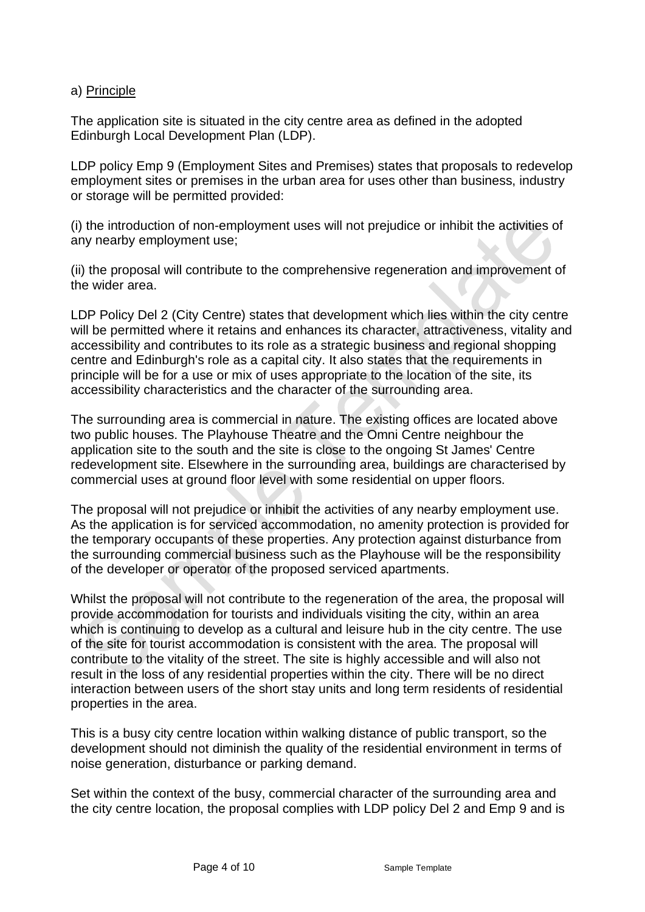a) <u>Principle</u>

The application site is situated in the city centre area as defined in the adopted Edinburgh Local Development Plan (LDP).

LDP policy Emp 9 (Employment Sites and Premises) states that proposals to redevelop employment sites or premises in the urban area for uses other than business, industry or storage will be permitted provided:

(i) the introduction of non-employment uses will not prejudice or inhibit the activities of any nearby employment use;

(ii) the proposal will contribute to the comprehensive regeneration and improvement of the wider area.

LDP Policy Del 2 (City Centre) states that development which lies within the city centre will be permitted where it retains and enhances its character, attractiveness, vitality and accessibility and contributes to its role as a strategic business and regional shopping centre and Edinburgh's role as a capital city. It also states that the requirements in principle will be for a use or mix of uses appropriate to the location of the site, its accessibility characteristics and the character of the surrounding area.

The surrounding area is commercial in nature. The existing offices are located above two public houses. The Playhouse Theatre and the Omni Centre neighbour the application site to the south and the site is close to the ongoing St James' Centre redevelopment site. Elsewhere in the surrounding area, buildings are characterised by commercial uses at ground floor level with some residential on upper floors.

The proposal will not prejudice or inhibit the activities of any nearby employment use. As the application is for serviced accommodation, no amenity protection is provided for the temporary occupants of these properties. Any protection against disturbance from the surrounding commercial business such as the Playhouse will be the responsibility of the developer or operator of the proposed serviced apartments.

Whilst the proposal will not contribute to the regeneration of the area, the proposal will provide accommodation for tourists and individuals visiting the city, within an area which is continuing to develop as a cultural and leisure hub in the city centre. The use of the site for tourist accommodation is consistent with the area. The proposal will contribute to the vitality of the street. The site is highly accessible and will also not result in the loss of any residential properties within the city. There will be no direct interaction between users of the short stay units and long term residents of residential properties in the area.

This is a busy city centre location within walking distance of public transport, so the development should not diminish the quality of the residential environment in terms of noise generation, disturbance or parking demand.

Set within the context of the busy, commercial character of the surrounding area and the city centre location, the proposal complies with LDP policy Del 2 and Emp 9 and is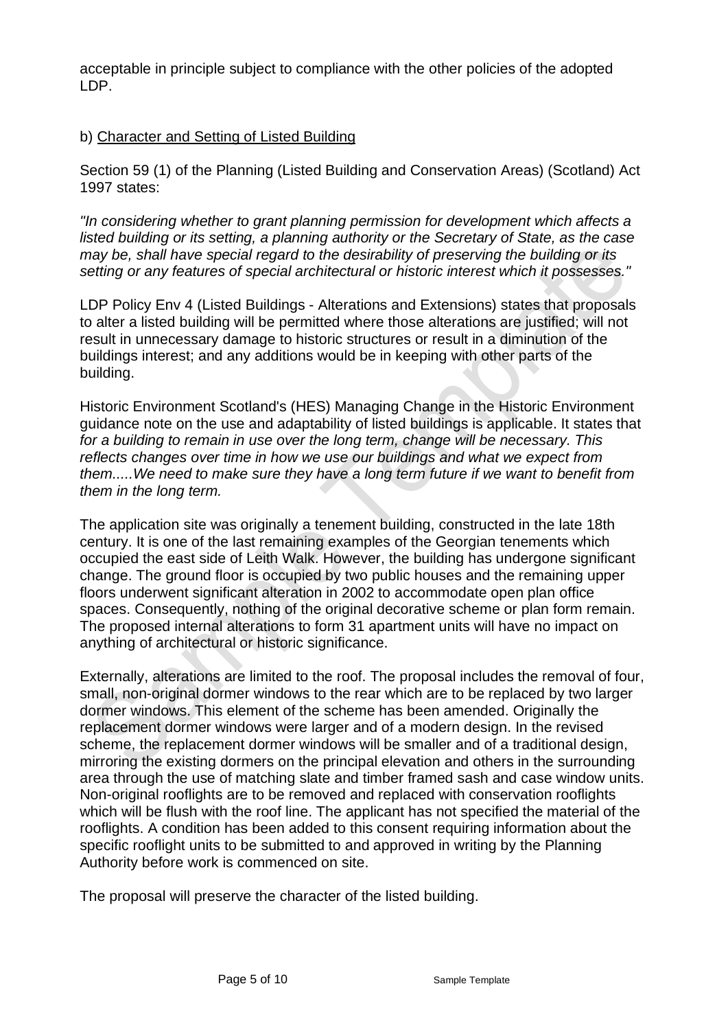acceptable in principle subject to compliance with the other policies of the adopted LDP.

b) Character and Setting of Listed Building

Section 59 (1) of the Planning (Listed Building and Conservation Areas) (Scotland) Act 1997 states:

*"In considering whether to grant planning permission for development which affects a listed building or its setting, a planning authority or the Secretary of State, as the case may be, shall have special regard to the desirability of preserving the building or its setting or any features of special architectural or historic interest which it possesses."*

LDP Policy Env 4 (Listed Buildings - Alterations and Extensions) states that proposals to alter a listed building will be permitted where those alterations are justified; will not result in unnecessary damage to historic structures or result in a diminution of the buildings interest; and any additions would be in keeping with other parts of the building.

Historic Environment Scotland's (HES) Managing Change in the Historic Environment guidance note on the use and adaptability of listed buildings is applicable. It states that *for a building to remain in use over the long term, change will be necessary. This reflects changes over time in how we use our buildings and what we expect from them.....We need to make sure they have a long term future if we want to benefit from them in the long term.*

The application site was originally a tenement building, constructed in the late 18th century. It is one of the last remaining examples of the Georgian tenements which occupied the east side of Leith Walk. However, the building has undergone significant change. The ground floor is occupied by two public houses and the remaining upper floors underwent significant alteration in 2002 to accommodate open plan office spaces. Consequently, nothing of the original decorative scheme or plan form remain. The proposed internal alterations to form 31 apartment units will have no impact on anything of architectural or historic significance.

Externally, alterations are limited to the roof. The proposal includes the removal of four, small, non-original dormer windows to the rear which are to be replaced by two larger dormer windows. This element of the scheme has been amended. Originally the replacement dormer windows were larger and of a modern design. In the revised scheme, the replacement dormer windows will be smaller and of a traditional design, mirroring the existing dormers on the principal elevation and others in the surrounding area through the use of matching slate and timber framed sash and case window units. Non-original rooflights are to be removed and replaced with conservation rooflights which will be flush with the roof line. The applicant has not specified the material of the rooflights. A condition has been added to this consent requiring information about the specific rooflight units to be submitted to and approved in writing by the Planning Authority before work is commenced on site.

The proposal will preserve the character of the listed building.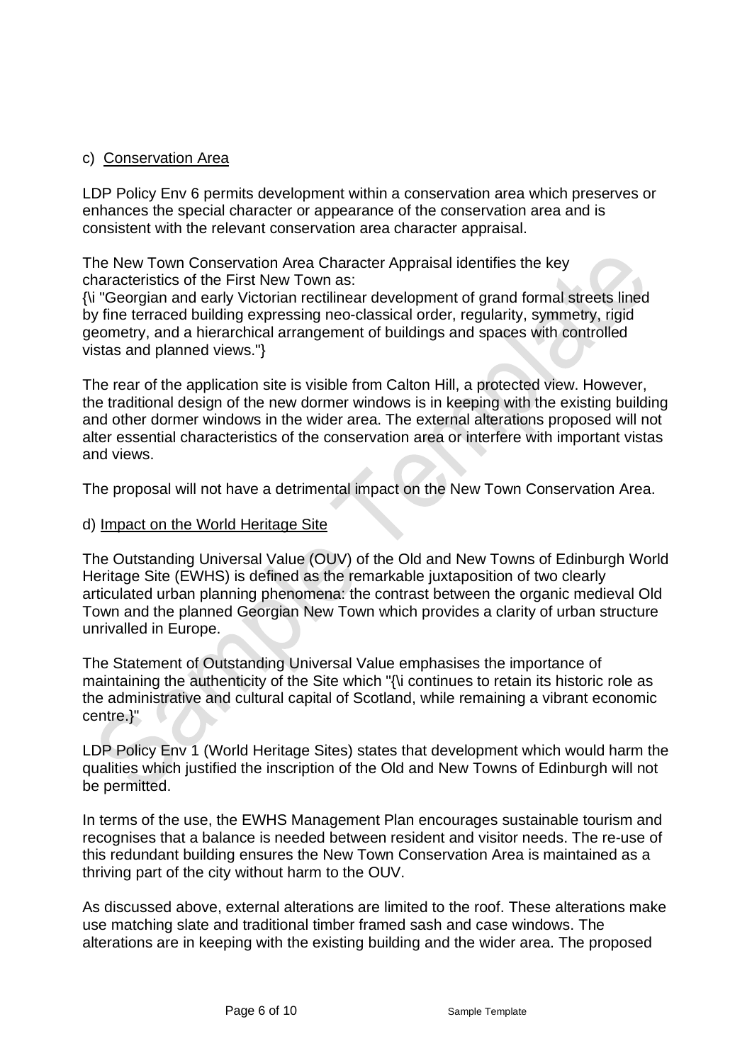c) Conservation Area

LDP Policy Env 6 permits development within a conservation area which preserves or enhances the special character or appearance of the conservation area and is consistent with the relevant conservation area character appraisal.

The New Town Conservation Area Character Appraisal identifies the key characteristics of the First New Town as:
{\i "Georgian and early Victorian rectilinear development of grand formal streets lined by fine terraced building expressing neo-classical order, regularity, symmetry, rigid geometry, and a hierarchical arrangement of buildings and spaces with controlled vistas and planned views."}

The rear of the application site is visible from Calton Hill, a protected view. However, the traditional design of the new dormer windows is in keeping with the existing building and other dormer windows in the wider area. The external alterations proposed will not alter essential characteristics of the conservation area or interfere with important vistas and views.

The proposal will not have a detrimental impact on the New Town Conservation Area.

d) Impact on the World Heritage Site

The Outstanding Universal Value (OUV) of the Old and New Towns of Edinburgh World Heritage Site (EWHS) is defined as the remarkable juxtaposition of two clearly articulated urban planning phenomena: the contrast between the organic medieval Old Town and the planned Georgian New Town which provides a clarity of urban structure unrivalled in Europe.

The Statement of Outstanding Universal Value emphasises the importance of maintaining the authenticity of the Site which "{\i continues to retain its historic role as the administrative and cultural capital of Scotland, while remaining a vibrant economic centre.}"

LDP Policy Env 1 (World Heritage Sites) states that development which would harm the qualities which justified the inscription of the Old and New Towns of Edinburgh will not be permitted.

In terms of the use, the EWHS Management Plan encourages sustainable tourism and recognises that a balance is needed between resident and visitor needs. The re-use of this redundant building ensures the New Town Conservation Area is maintained as a thriving part of the city without harm to the OUV.

As discussed above, external alterations are limited to the roof. These alterations make use matching slate and traditional timber framed sash and case windows. The alterations are in keeping with the existing building and the wider area. The proposed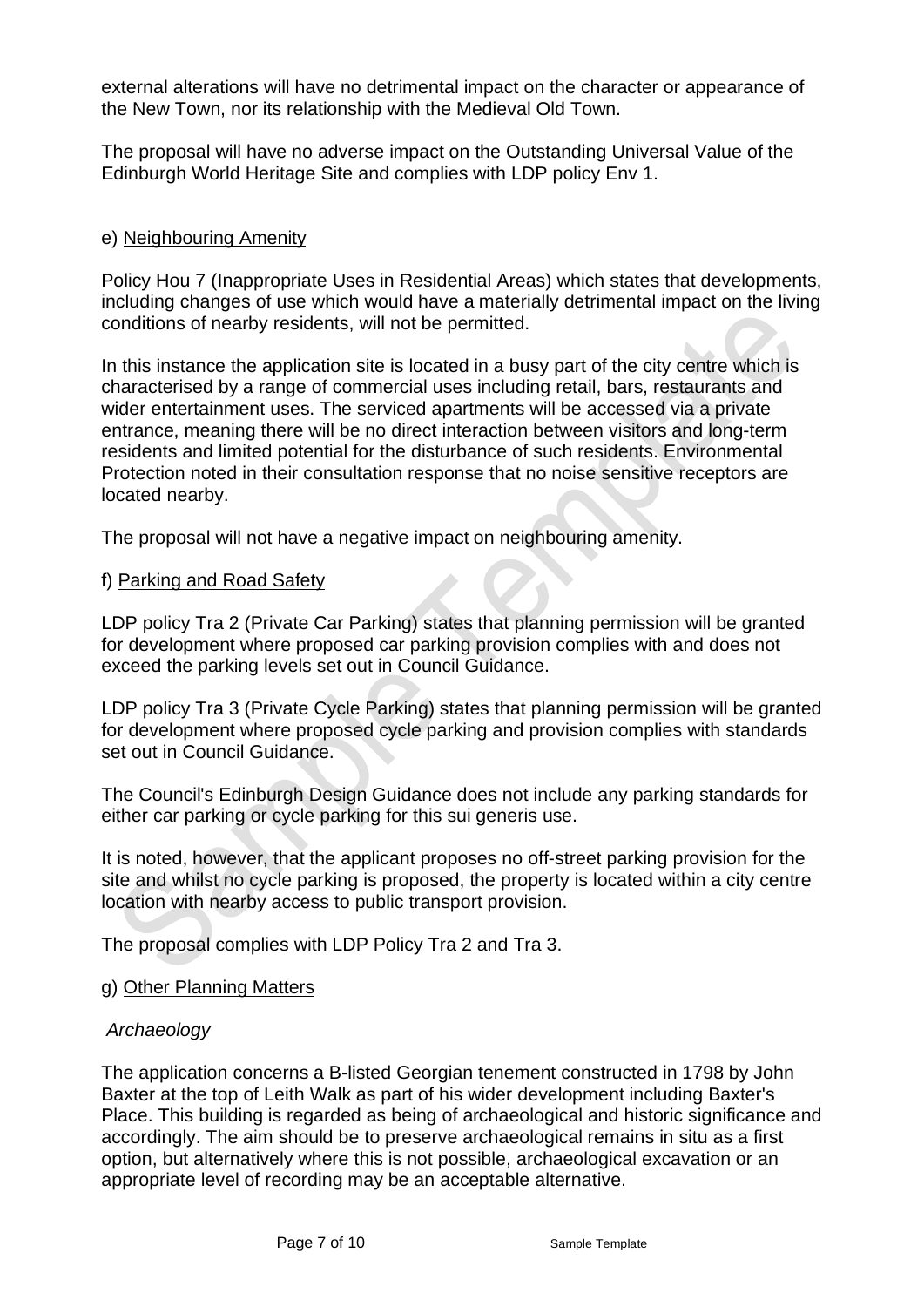external alterations will have no detrimental impact on the character or appearance of the New Town, nor its relationship with the Medieval Old Town.

The proposal will have no adverse impact on the Outstanding Universal Value of the Edinburgh World Heritage Site and complies with LDP policy Env 1.

e) Neighbouring Amenity

Policy Hou 7 (Inappropriate Uses in Residential Areas) which states that developments, including changes of use which would have a materially detrimental impact on the living conditions of nearby residents, will not be permitted.

In this instance the application site is located in a busy part of the city centre which is characterised by a range of commercial uses including retail, bars, restaurants and wider entertainment uses. The serviced apartments will be accessed via a private entrance, meaning there will be no direct interaction between visitors and long-term residents and limited potential for the disturbance of such residents. Environmental Protection noted in their consultation response that no noise sensitive receptors are located nearby.

The proposal will not have a negative impact on neighbouring amenity.

f) Parking and Road Safety

LDP policy Tra 2 (Private Car Parking) states that planning permission will be granted for development where proposed car parking provision complies with and does not exceed the parking levels set out in Council Guidance.

LDP policy Tra 3 (Private Cycle Parking) states that planning permission will be granted for development where proposed cycle parking and provision complies with standards set out in Council Guidance.

The Council's Edinburgh Design Guidance does not include any parking standards for either car parking or cycle parking for this sui generis use.

It is noted, however, that the applicant proposes no off-street parking provision for the site and whilst no cycle parking is proposed, the property is located within a city centre location with nearby access to public transport provision.

The proposal complies with LDP Policy Tra 2 and Tra 3.

g) Other Planning Matters

*Archaeology*

The application concerns a B-listed Georgian tenement constructed in 1798 by John Baxter at the top of Leith Walk as part of his wider development including Baxter's Place. This building is regarded as being of archaeological and historic significance and accordingly. The aim should be to preserve archaeological remains in situ as a first option, but alternatively where this is not possible, archaeological excavation or an appropriate level of recording may be an acceptable alternative.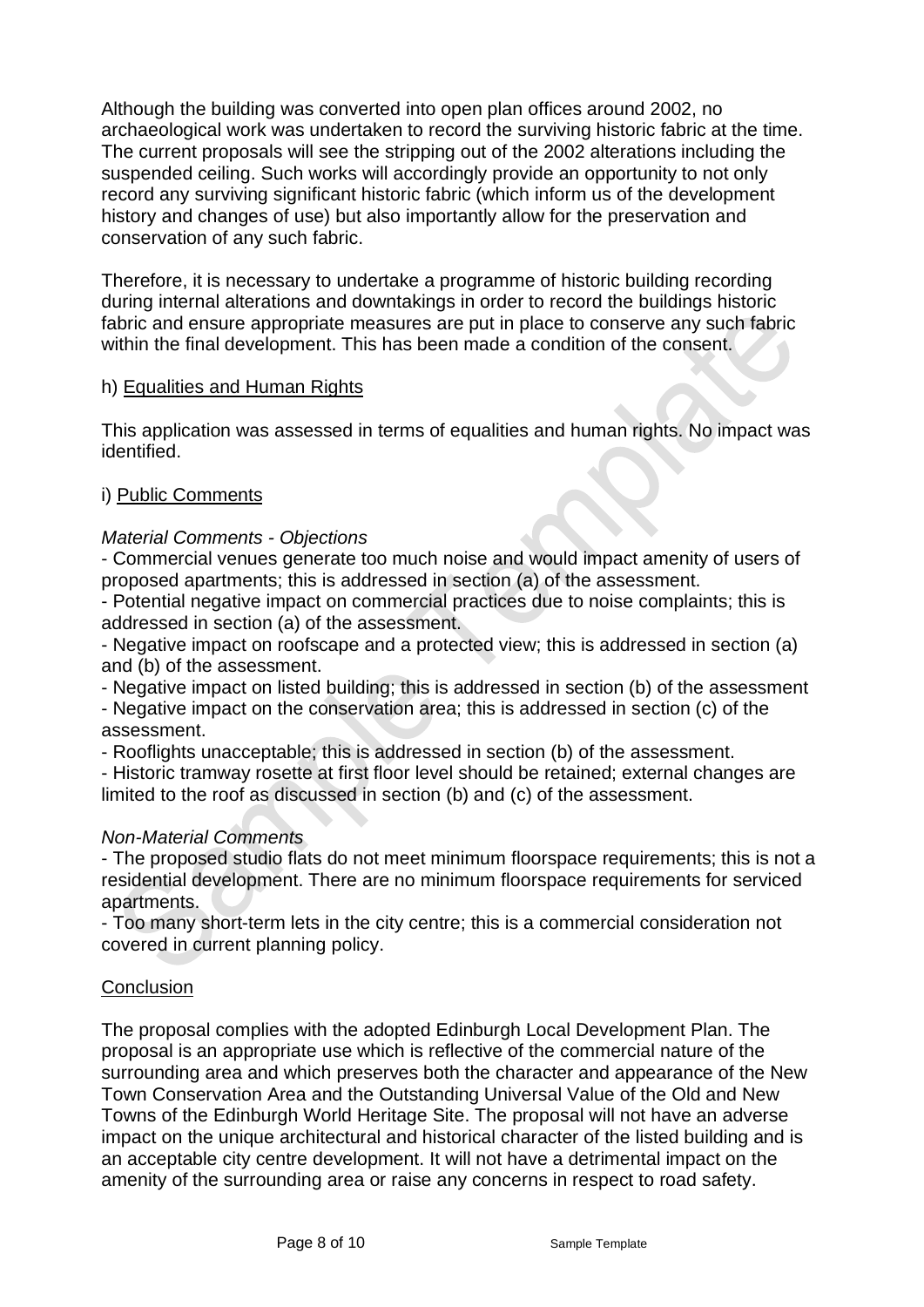Although the building was converted into open plan offices around 2002, no archaeological work was undertaken to record the surviving historic fabric at the time. The current proposals will see the stripping out of the 2002 alterations including the suspended ceiling. Such works will accordingly provide an opportunity to not only record any surviving significant historic fabric (which inform us of the development history and changes of use) but also importantly allow for the preservation and conservation of any such fabric.

Therefore, it is necessary to undertake a programme of historic building recording during internal alterations and downtakings in order to record the buildings historic fabric and ensure appropriate measures are put in place to conserve any such fabric within the final development. This has been made a condition of the consent.

h) Equalities and Human Rights

This application was assessed in terms of equalities and human rights. No impact was identified.

i) Public Comments

*Material Comments - Objections*

- Commercial venues generate too much noise and would impact amenity of users of proposed apartments; this is addressed in section (a) of the assessment.
- Potential negative impact on commercial practices due to noise complaints; this is addressed in section (a) of the assessment.
- Negative impact on roofscape and a protected view; this is addressed in section (a) and (b) of the assessment.
- Negative impact on listed building; this is addressed in section (b) of the assessment
- Negative impact on the conservation area; this is addressed in section (c) of the assessment.
- Rooflights unacceptable; this is addressed in section (b) of the assessment.
- Historic tramway rosette at first floor level should be retained; external changes are limited to the roof as discussed in section (b) and (c) of the assessment.

*Non-Material Comments*

- The proposed studio flats do not meet minimum floorspace requirements; this is not a residential development. There are no minimum floorspace requirements for serviced apartments.
- Too many short-term lets in the city centre; this is a commercial consideration not covered in current planning policy.

Conclusion

The proposal complies with the adopted Edinburgh Local Development Plan. The proposal is an appropriate use which is reflective of the commercial nature of the surrounding area and which preserves both the character and appearance of the New Town Conservation Area and the Outstanding Universal Value of the Old and New Towns of the Edinburgh World Heritage Site. The proposal will not have an adverse impact on the unique architectural and historical character of the listed building and is an acceptable city centre development. It will not have a detrimental impact on the amenity of the surrounding area or raise any concerns in respect to road safety.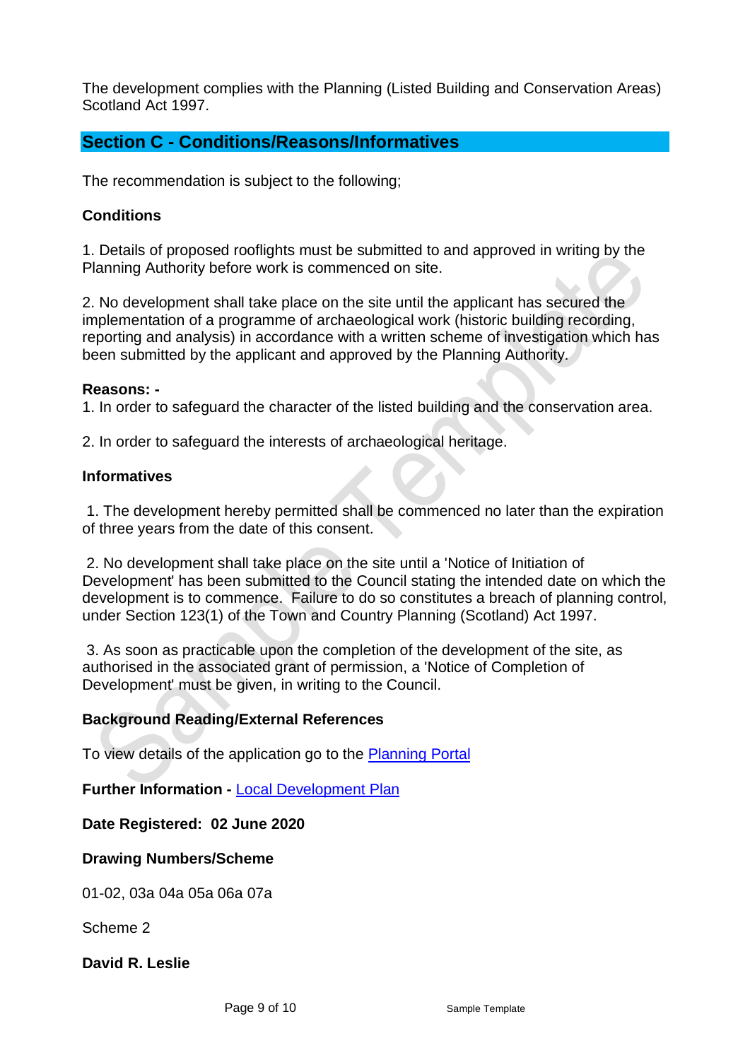The development complies with the Planning (Listed Building and Conservation Areas) Scotland Act 1997.

## Section C - Conditions/Reasons/Informatives

The recommendation is subject to the following;

**Conditions**

1. Details of proposed rooflights must be submitted to and approved in writing by the Planning Authority before work is commenced on site.

2. No development shall take place on the site until the applicant has secured the implementation of a programme of archaeological work (historic building recording, reporting and analysis) in accordance with a written scheme of investigation which has been submitted by the applicant and approved by the Planning Authority.

**Reasons: -**

1. In order to safeguard the character of the listed building and the conservation area.

2. In order to safeguard the interests of archaeological heritage.

**Informatives**

1. The development hereby permitted shall be commenced no later than the expiration of three years from the date of this consent.

2. No development shall take place on the site until a 'Notice of Initiation of Development' has been submitted to the Council stating the intended date on which the development is to commence. Failure to do so constitutes a breach of planning control, under Section 123(1) of the Town and Country Planning (Scotland) Act 1997.

3. As soon as practicable upon the completion of the development of the site, as authorised in the associated grant of permission, a 'Notice of Completion of Development' must be given, in writing to the Council.

**Background Reading/External References**

To view details of the application go to the Planning Portal

**Further Information -** Local Development Plan

**Date Registered: 02 June 2020**

**Drawing Numbers/Scheme**

01-02, 03a 04a 05a 06a 07a

Scheme 2

**David R. Leslie**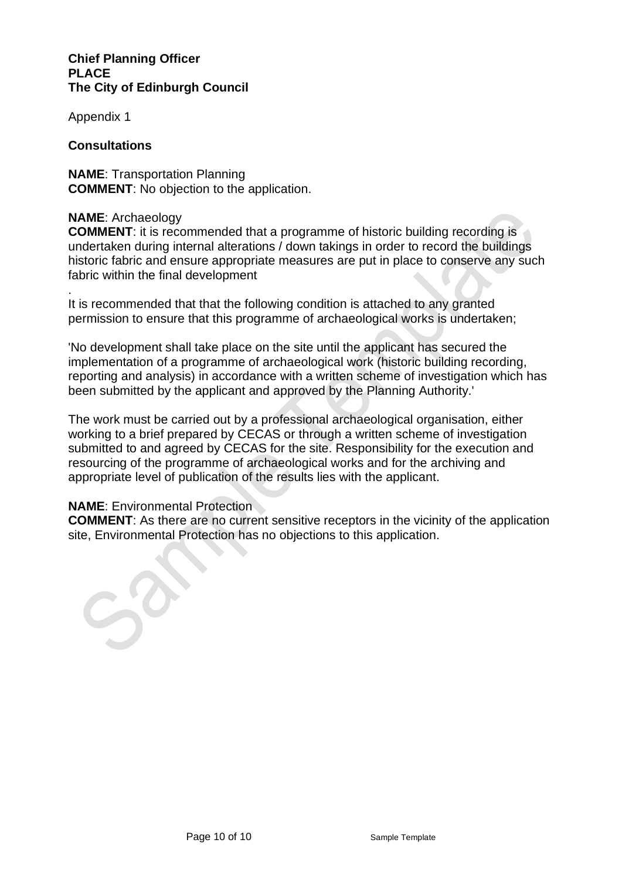**Chief Planning Officer**
**PLACE**
**The City of Edinburgh Council**

Appendix 1

**Consultations**

**NAME**: Transportation Planning
**COMMENT**: No objection to the application.

**NAME**: Archaeology
**COMMENT**: it is recommended that a programme of historic building recording is undertaken during internal alterations / down takings in order to record the buildings historic fabric and ensure appropriate measures are put in place to conserve any such fabric within the final development

.
It is recommended that that the following condition is attached to any granted permission to ensure that this programme of archaeological works is undertaken;

'No development shall take place on the site until the applicant has secured the implementation of a programme of archaeological work (historic building recording, reporting and analysis) in accordance with a written scheme of investigation which has been submitted by the applicant and approved by the Planning Authority.'

The work must be carried out by a professional archaeological organisation, either working to a brief prepared by CECAS or through a written scheme of investigation submitted to and agreed by CECAS for the site. Responsibility for the execution and resourcing of the programme of archaeological works and for the archiving and appropriate level of publication of the results lies with the applicant.

**NAME**: Environmental Protection
**COMMENT**: As there are no current sensitive receptors in the vicinity of the application site, Environmental Protection has no objections to this application.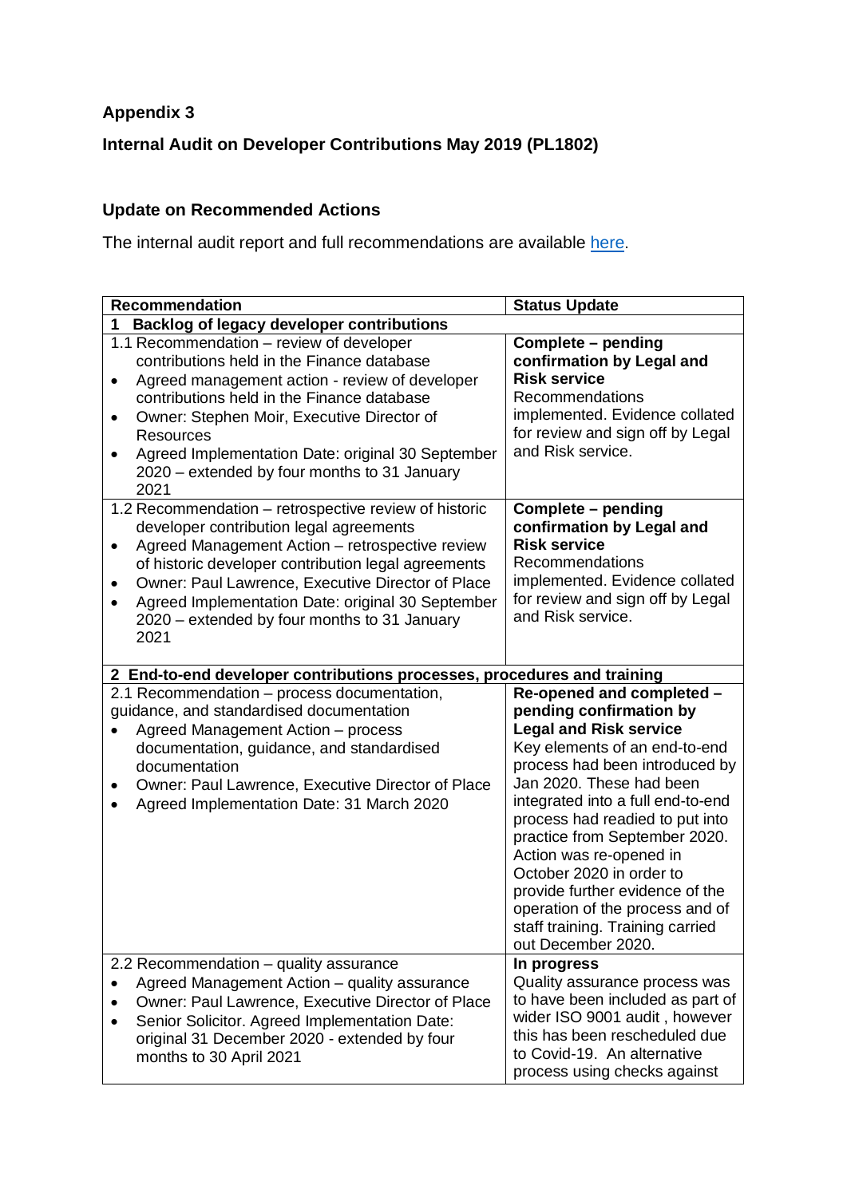**Appendix 3**

**Internal Audit on Developer Contributions May 2019 (PL1802)**

**Update on Recommended Actions**

The internal audit report and full recommendations are available here.

| Recommendation | Status Update |
|---|---|
| **1 Backlog of legacy developer contributions** | |
| 1.1 Recommendation – review of developer contributions held in the Finance database<br>• Agreed management action - review of developer contributions held in the Finance database<br>• Owner: Stephen Moir, Executive Director of Resources<br>• Agreed Implementation Date: original 30 September 2020 – extended by four months to 31 January 2021 | **Complete – pending confirmation by Legal and Risk service**<br>Recommendations implemented. Evidence collated for review and sign off by Legal and Risk service. |
| 1.2 Recommendation – retrospective review of historic developer contribution legal agreements<br>• Agreed Management Action – retrospective review of historic developer contribution legal agreements<br>• Owner: Paul Lawrence, Executive Director of Place<br>• Agreed Implementation Date: original 30 September 2020 – extended by four months to 31 January 2021 | **Complete – pending confirmation by Legal and Risk service**<br>Recommendations implemented. Evidence collated for review and sign off by Legal and Risk service. |
| **2 End-to-end developer contributions processes, procedures and training** | |
| 2.1 Recommendation – process documentation, guidance, and standardised documentation<br>• Agreed Management Action – process documentation, guidance, and standardised documentation<br>• Owner: Paul Lawrence, Executive Director of Place<br>• Agreed Implementation Date: 31 March 2020 | **Re-opened and completed – pending confirmation by Legal and Risk service**<br>Key elements of an end-to-end process had been introduced by Jan 2020. These had been integrated into a full end-to-end process had readied to put into practice from September 2020. Action was re-opened in October 2020 in order to provide further evidence of the operation of the process and of staff training. Training carried out December 2020. |
| 2.2 Recommendation – quality assurance<br>• Agreed Management Action – quality assurance<br>• Owner: Paul Lawrence, Executive Director of Place<br>• Senior Solicitor. Agreed Implementation Date: original 31 December 2020 - extended by four months to 30 April 2021 | **In progress**<br>Quality assurance process was to have been included as part of wider ISO 9001 audit , however this has been rescheduled due to Covid-19. An alternative process using checks against |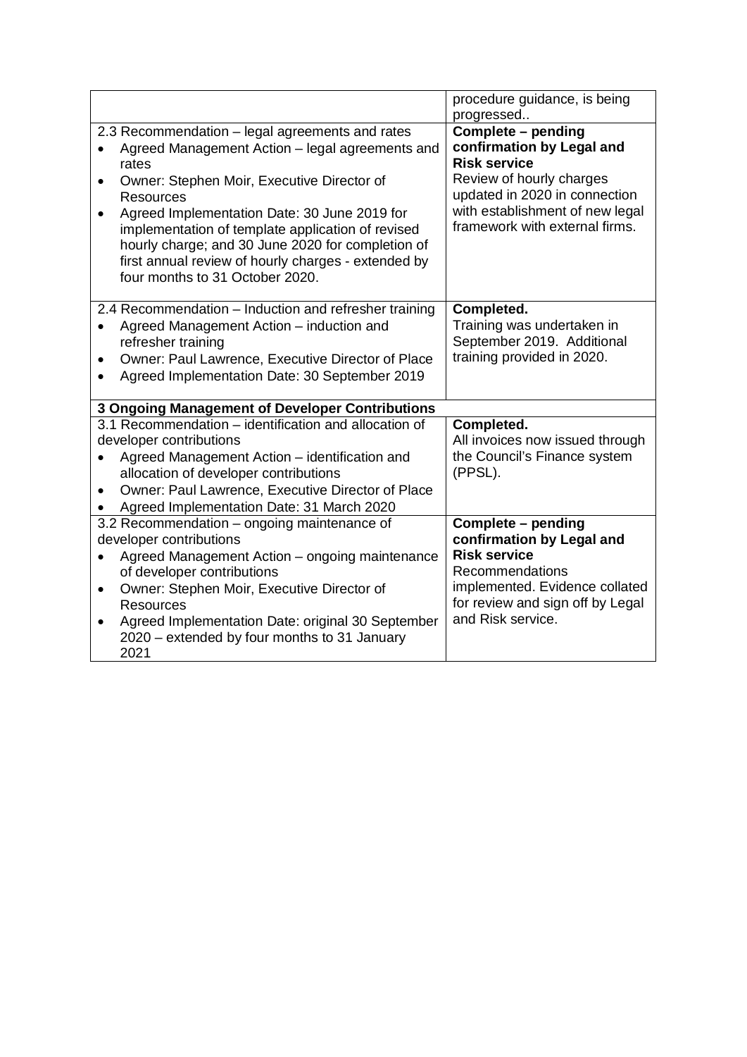| | |
|---|---|
| | procedure guidance, is being progressed.. |
| 2.3 Recommendation – legal agreements and rates<br>• Agreed Management Action – legal agreements and rates<br>• Owner: Stephen Moir, Executive Director of Resources<br>• Agreed Implementation Date: 30 June 2019 for implementation of template application of revised hourly charge; and 30 June 2020 for completion of first annual review of hourly charges - extended by four months to 31 October 2020. | **Complete – pending confirmation by Legal and Risk service**<br>Review of hourly charges updated in 2020 in connection with establishment of new legal framework with external firms. |
| 2.4 Recommendation – Induction and refresher training<br>• Agreed Management Action – induction and refresher training<br>• Owner: Paul Lawrence, Executive Director of Place<br>• Agreed Implementation Date: 30 September 2019 | **Completed.**<br>Training was undertaken in September 2019. Additional training provided in 2020. |
| **3 Ongoing Management of Developer Contributions** | |
| 3.1 Recommendation – identification and allocation of developer contributions<br>• Agreed Management Action – identification and allocation of developer contributions<br>• Owner: Paul Lawrence, Executive Director of Place<br>• Agreed Implementation Date: 31 March 2020 | **Completed.**<br>All invoices now issued through the Council's Finance system (PPSL). |
| 3.2 Recommendation – ongoing maintenance of developer contributions<br>• Agreed Management Action – ongoing maintenance of developer contributions<br>• Owner: Stephen Moir, Executive Director of Resources<br>• Agreed Implementation Date: original 30 September 2020 – extended by four months to 31 January 2021 | **Complete – pending confirmation by Legal and Risk service**<br>Recommendations implemented. Evidence collated for review and sign off by Legal and Risk service. |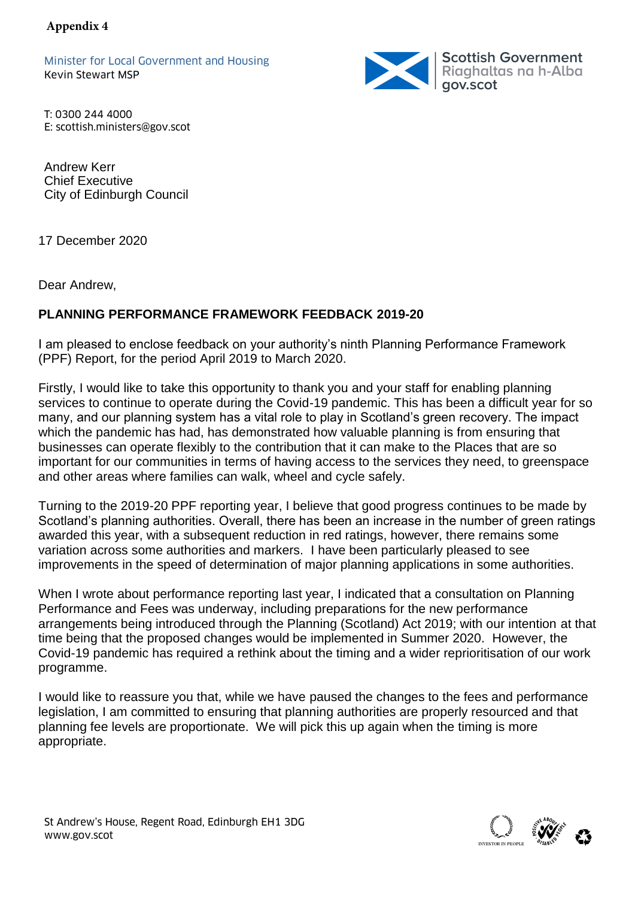**Appendix 4**

Minister for Local Government and Housing
Kevin Stewart MSP

Scottish Government
Riaghaltas na h-Alba
gov.scot

T: 0300 244 4000
E: scottish.ministers@gov.scot

Andrew Kerr
Chief Executive
City of Edinburgh Council

17 December 2020

Dear Andrew,

**PLANNING PERFORMANCE FRAMEWORK FEEDBACK 2019-20**

I am pleased to enclose feedback on your authority's ninth Planning Performance Framework (PPF) Report, for the period April 2019 to March 2020.

Firstly, I would like to take this opportunity to thank you and your staff for enabling planning services to continue to operate during the Covid-19 pandemic. This has been a difficult year for so many, and our planning system has a vital role to play in Scotland's green recovery. The impact which the pandemic has had, has demonstrated how valuable planning is from ensuring that businesses can operate flexibly to the contribution that it can make to the Places that are so important for our communities in terms of having access to the services they need, to greenspace and other areas where families can walk, wheel and cycle safely.

Turning to the 2019-20 PPF reporting year, I believe that good progress continues to be made by Scotland's planning authorities. Overall, there has been an increase in the number of green ratings awarded this year, with a subsequent reduction in red ratings, however, there remains some variation across some authorities and markers. I have been particularly pleased to see improvements in the speed of determination of major planning applications in some authorities.

When I wrote about performance reporting last year, I indicated that a consultation on Planning Performance and Fees was underway, including preparations for the new performance arrangements being introduced through the Planning (Scotland) Act 2019; with our intention at that time being that the proposed changes would be implemented in Summer 2020. However, the Covid-19 pandemic has required a rethink about the timing and a wider reprioritisation of our work programme.

I would like to reassure you that, while we have paused the changes to the fees and performance legislation, I am committed to ensuring that planning authorities are properly resourced and that planning fee levels are proportionate. We will pick this up again when the timing is more appropriate.

St Andrew's House, Regent Road, Edinburgh EH1 3DG
www.gov.scot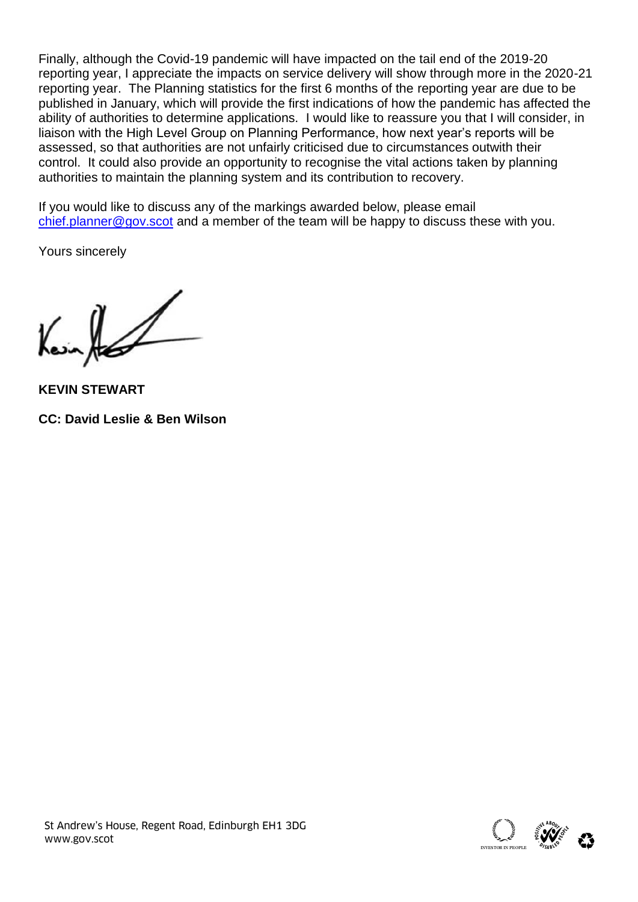Finally, although the Covid-19 pandemic will have impacted on the tail end of the 2019-20 reporting year, I appreciate the impacts on service delivery will show through more in the 2020-21 reporting year. The Planning statistics for the first 6 months of the reporting year are due to be published in January, which will provide the first indications of how the pandemic has affected the ability of authorities to determine applications. I would like to reassure you that I will consider, in liaison with the High Level Group on Planning Performance, how next year's reports will be assessed, so that authorities are not unfairly criticised due to circumstances outwith their control. It could also provide an opportunity to recognise the vital actions taken by planning authorities to maintain the planning system and its contribution to recovery.

If you would like to discuss any of the markings awarded below, please email chief.planner@gov.scot and a member of the team will be happy to discuss these with you.

Yours sincerely

**KEVIN STEWART**

**CC: David Leslie & Ben Wilson**

St Andrew's House, Regent Road, Edinburgh EH1 3DG
www.gov.scot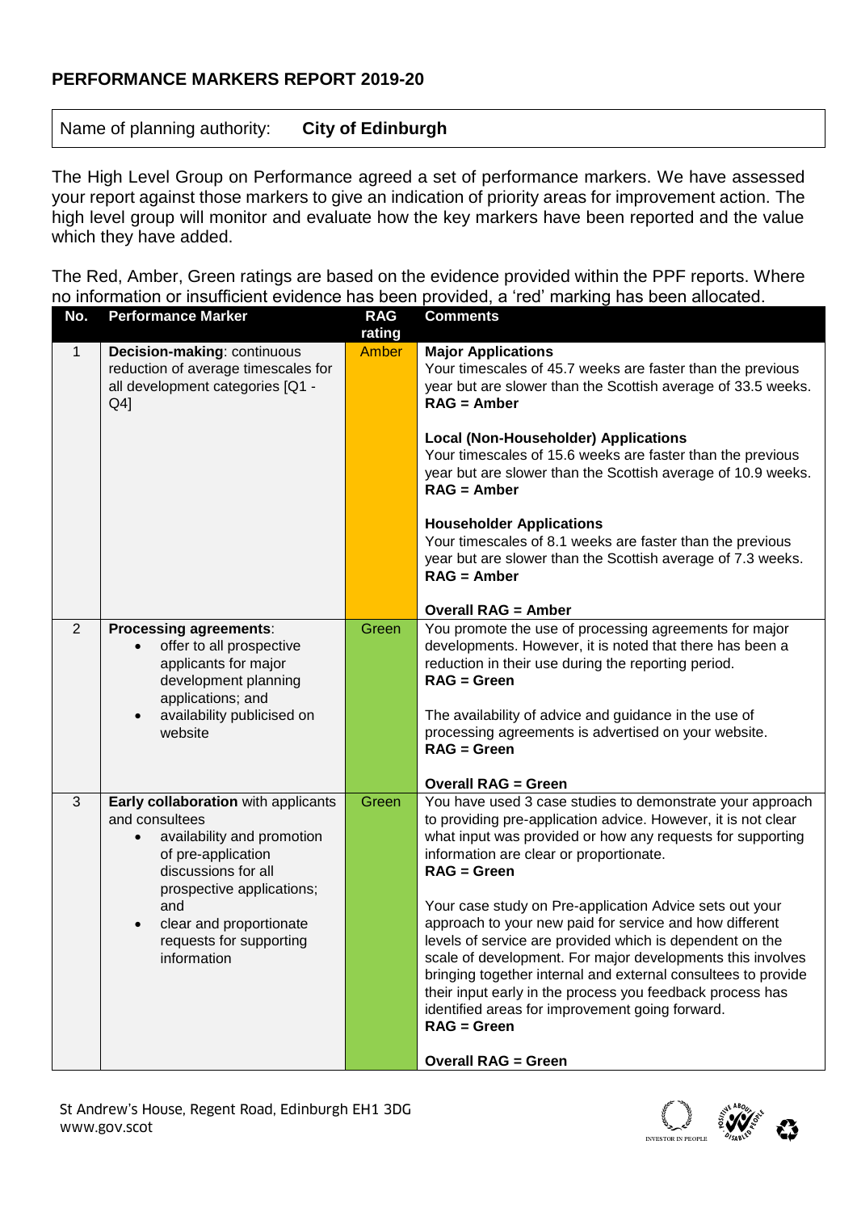## PERFORMANCE MARKERS REPORT 2019-20

Name of planning authority: **City of Edinburgh**

The High Level Group on Performance agreed a set of performance markers. We have assessed your report against those markers to give an indication of priority areas for improvement action. The high level group will monitor and evaluate how the key markers have been reported and the value which they have added.

The Red, Amber, Green ratings are based on the evidence provided within the PPF reports. Where no information or insufficient evidence has been provided, a 'red' marking has been allocated.

| No. | Performance Marker | RAG rating | Comments |
|---|---|---|---|
| 1 | **Decision-making**: continuous reduction of average timescales for all development categories [Q1 - Q4] | Amber | **Major Applications**<br>Your timescales of 45.7 weeks are faster than the previous year but are slower than the Scottish average of 33.5 weeks.<br>**RAG = Amber**<br><br>**Local (Non-Householder) Applications**<br>Your timescales of 15.6 weeks are faster than the previous year but are slower than the Scottish average of 10.9 weeks.<br>**RAG = Amber**<br><br>**Householder Applications**<br>Your timescales of 8.1 weeks are faster than the previous year but are slower than the Scottish average of 7.3 weeks.<br>**RAG = Amber**<br><br>**Overall RAG = Amber** |
| 2 | **Processing agreements**:<br>• offer to all prospective applicants for major development planning applications; and<br>• availability publicised on website | Green | You promote the use of processing agreements for major developments. However, it is noted that there has been a reduction in their use during the reporting period.<br>**RAG = Green**<br><br>The availability of advice and guidance in the use of processing agreements is advertised on your website.<br>**RAG = Green**<br><br>**Overall RAG = Green** |
| 3 | **Early collaboration** with applicants and consultees<br>• availability and promotion of pre-application discussions for all prospective applications; and<br>• clear and proportionate requests for supporting information | Green | You have used 3 case studies to demonstrate your approach to providing pre-application advice. However, it is not clear what input was provided or how any requests for supporting information are clear or proportionate.<br>**RAG = Green**<br><br>Your case study on Pre-application Advice sets out your approach to your new paid for service and how different levels of service are provided which is dependent on the scale of development. For major developments this involves bringing together internal and external consultees to provide their input early in the process you feedback process has identified areas for improvement going forward.<br>**RAG = Green**<br><br>**Overall RAG = Green** |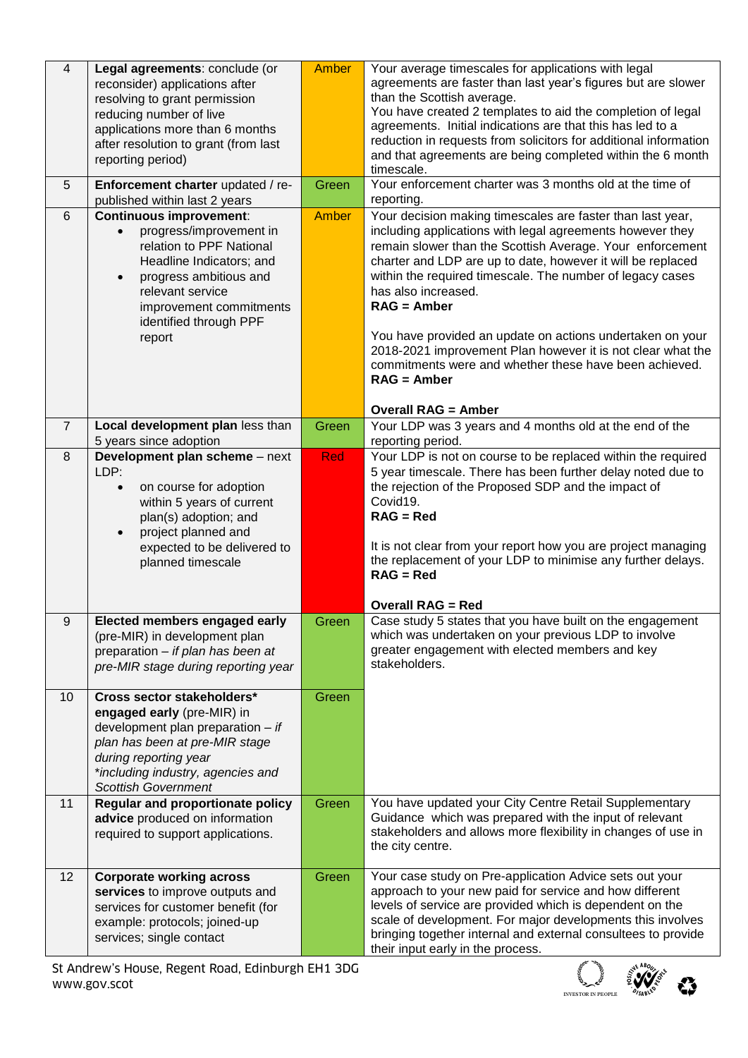| | | | |
|---|---|---|---|
| 4 | **Legal agreements**: conclude (or reconsider) applications after resolving to grant permission reducing number of live applications more than 6 months after resolution to grant (from last reporting period) | Amber | Your average timescales for applications with legal agreements are faster than last year's figures but are slower than the Scottish average.<br>You have created 2 templates to aid the completion of legal agreements. Initial indications are that this has led to a reduction in requests from solicitors for additional information and that agreements are being completed within the 6 month timescale. |
| 5 | **Enforcement charter** updated / re-published within last 2 years | Green | Your enforcement charter was 3 months old at the time of reporting. |
| 6 | **Continuous improvement**:<br>• progress/improvement in relation to PPF National Headline Indicators; and<br>• progress ambitious and relevant service improvement commitments identified through PPF report | Amber | Your decision making timescales are faster than last year, including applications with legal agreements however they remain slower than the Scottish Average. Your enforcement charter and LDP are up to date, however it will be replaced within the required timescale. The number of legacy cases has also increased.<br>**RAG = Amber**<br><br>You have provided an update on actions undertaken on your 2018-2021 improvement Plan however it is not clear what the commitments were and whether these have been achieved.<br>**RAG = Amber**<br><br>**Overall RAG = Amber** |
| 7 | **Local development plan** less than 5 years since adoption | Green | Your LDP was 3 years and 4 months old at the end of the reporting period. |
| 8 | **Development plan scheme** – next LDP:<br>• on course for adoption within 5 years of current plan(s) adoption; and<br>• project planned and expected to be delivered to planned timescale | Red | Your LDP is not on course to be replaced within the required 5 year timescale. There has been further delay noted due to the rejection of the Proposed SDP and the impact of Covid19.<br>**RAG = Red**<br><br>It is not clear from your report how you are project managing the replacement of your LDP to minimise any further delays.<br>**RAG = Red**<br><br>**Overall RAG = Red** |
| 9 | **Elected members engaged early** (pre-MIR) in development plan preparation – *if plan has been at pre-MIR stage during reporting year* | Green | Case study 5 states that you have built on the engagement which was undertaken on your previous LDP to involve greater engagement with elected members and key stakeholders. |
| 10 | **Cross sector stakeholders\* engaged early** (pre-MIR) in development plan preparation – *if plan has been at pre-MIR stage during reporting year*<br>*\*including industry, agencies and Scottish Government* | Green | |
| 11 | **Regular and proportionate policy advice** produced on information required to support applications. | Green | You have updated your City Centre Retail Supplementary Guidance which was prepared with the input of relevant stakeholders and allows more flexibility in changes of use in the city centre. |
| 12 | **Corporate working across services** to improve outputs and services for customer benefit (for example: protocols; joined-up services; single contact | Green | Your case study on Pre-application Advice sets out your approach to your new paid for service and how different levels of service are provided which is dependent on the scale of development. For major developments this involves bringing together internal and external consultees to provide their input early in the process. |

St Andrew's House, Regent Road, Edinburgh EH1 3DG
www.gov.scot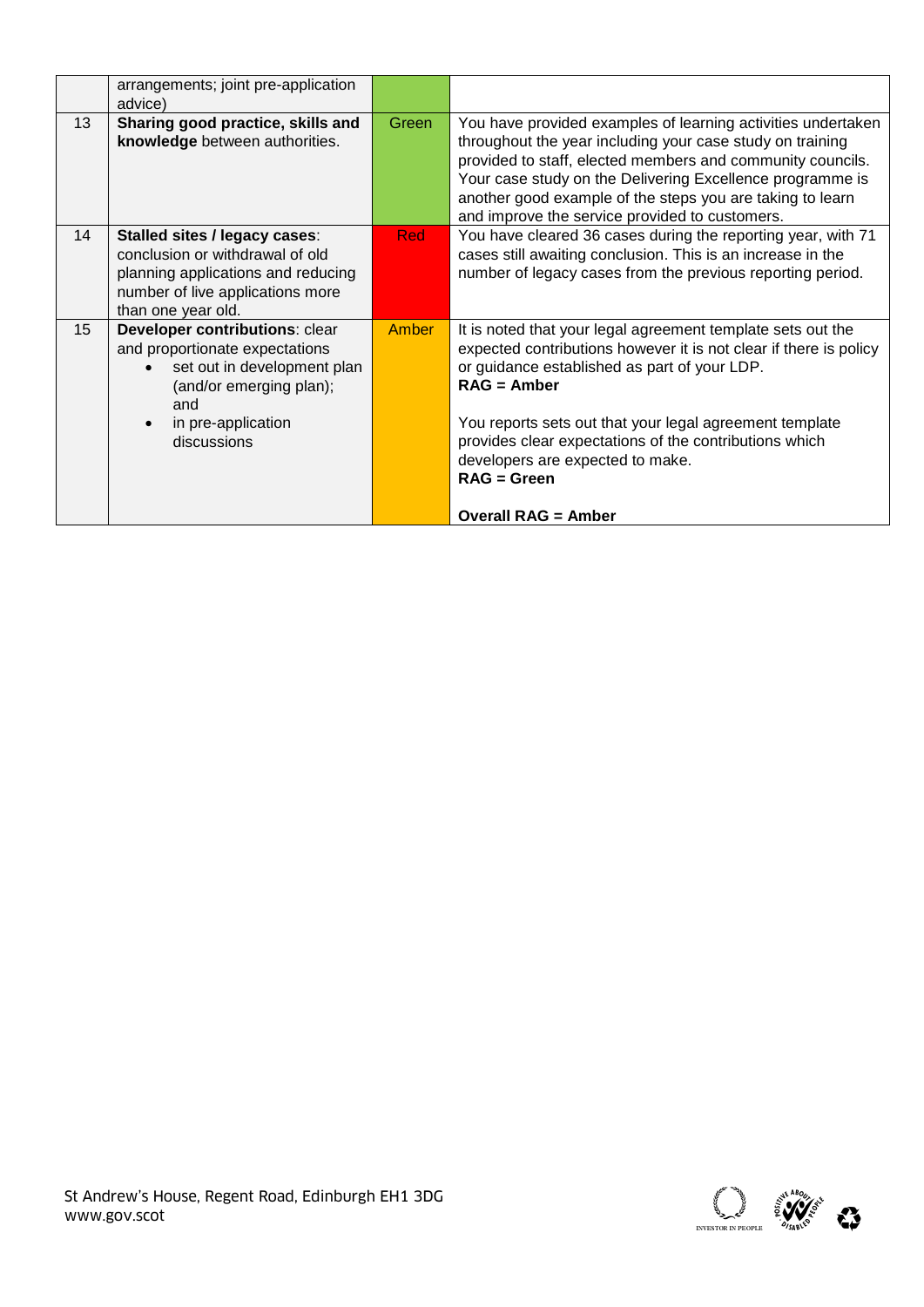| | | | |
|---|---|---|---|
| | arrangements; joint pre-application advice) | | |
| 13 | **Sharing good practice, skills and knowledge** between authorities. | Green | You have provided examples of learning activities undertaken throughout the year including your case study on training provided to staff, elected members and community councils. Your case study on the Delivering Excellence programme is another good example of the steps you are taking to learn and improve the service provided to customers. |
| 14 | **Stalled sites / legacy cases**: conclusion or withdrawal of old planning applications and reducing number of live applications more than one year old. | Red | You have cleared 36 cases during the reporting year, with 71 cases still awaiting conclusion. This is an increase in the number of legacy cases from the previous reporting period. |
| 15 | **Developer contributions**: clear and proportionate expectations<br>• set out in development plan (and/or emerging plan); and<br>• in pre-application discussions | Amber | It is noted that your legal agreement template sets out the expected contributions however it is not clear if there is policy or guidance established as part of your LDP.<br>**RAG = Amber**<br><br>You reports sets out that your legal agreement template provides clear expectations of the contributions which developers are expected to make.<br>**RAG = Green**<br><br>**Overall RAG = Amber** |

St Andrew's House, Regent Road, Edinburgh EH1 3DG
www.gov.scot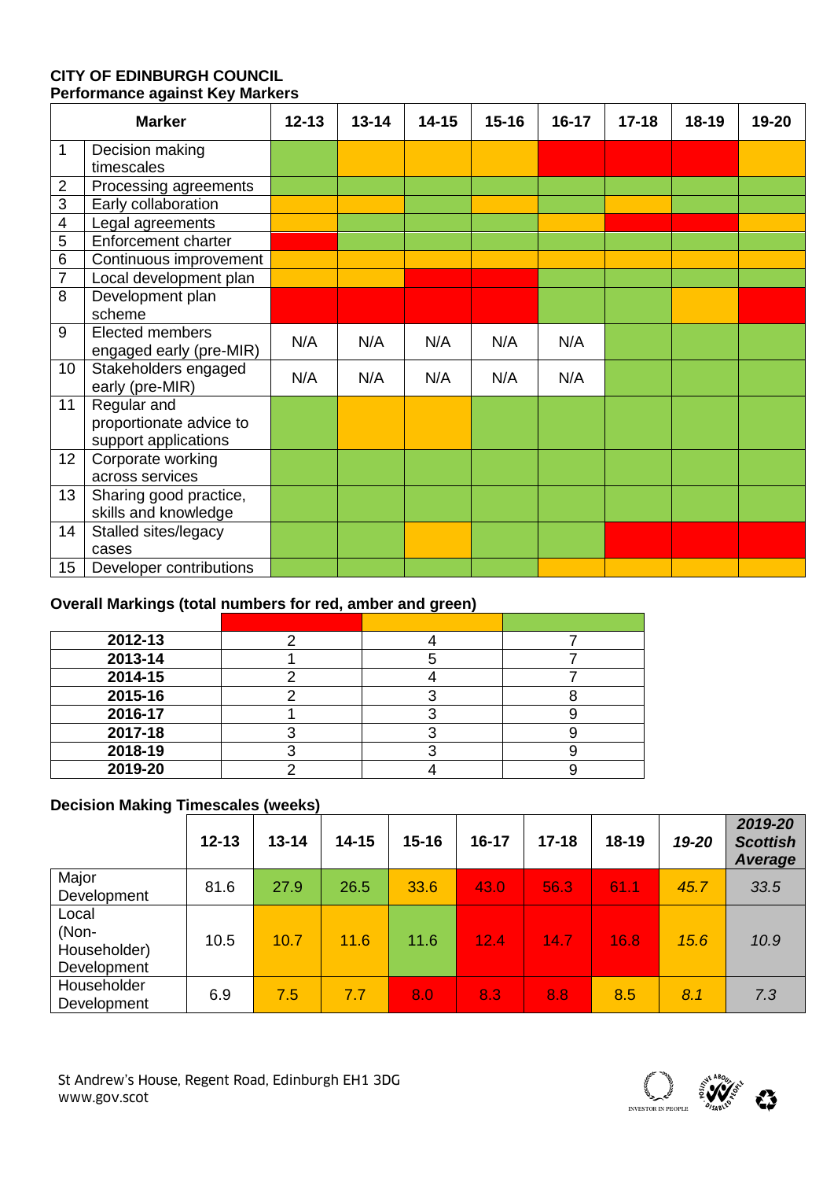**CITY OF EDINBURGH COUNCIL**
**Performance against Key Markers**

| Marker | | 12-13 | 13-14 | 14-15 | 15-16 | 16-17 | 17-18 | 18-19 | 19-20 |
|---|---|---|---|---|---|---|---|---|---|
| 1 | Decision making timescales | | | | | | | | |
| 2 | Processing agreements | | | | | | | | |
| 3 | Early collaboration | | | | | | | | |
| 4 | Legal agreements | | | | | | | | |
| 5 | Enforcement charter | | | | | | | | |
| 6 | Continuous improvement | | | | | | | | |
| 7 | Local development plan | | | | | | | | |
| 8 | Development plan scheme | | | | | | | | |
| 9 | Elected members engaged early (pre-MIR) | N/A | N/A | N/A | N/A | N/A | | | |
| 10 | Stakeholders engaged early (pre-MIR) | N/A | N/A | N/A | N/A | N/A | | | |
| 11 | Regular and proportionate advice to support applications | | | | | | | | |
| 12 | Corporate working across services | | | | | | | | |
| 13 | Sharing good practice, skills and knowledge | | | | | | | | |
| 14 | Stalled sites/legacy cases | | | | | | | | |
| 15 | Developer contributions | | | | | | | | |

**Overall Markings (total numbers for red, amber and green)**

| | Red | Amber | Green |
|---|---|---|---|
| **2012-13** | 2 | 4 | 7 |
| **2013-14** | 1 | 5 | 7 |
| **2014-15** | 2 | 4 | 7 |
| **2015-16** | 2 | 3 | 8 |
| **2016-17** | 1 | 3 | 9 |
| **2017-18** | 3 | 3 | 9 |
| **2018-19** | 3 | 3 | 9 |
| **2019-20** | 2 | 4 | 9 |

**Decision Making Timescales (weeks)**

| | 12-13 | 13-14 | 14-15 | 15-16 | 16-17 | 17-18 | 18-19 | *19-20* | *2019-20 Scottish Average* |
|---|---|---|---|---|---|---|---|---|---|
| Major Development | 81.6 | 27.9 | 26.5 | 33.6 | 43.0 | 56.3 | 61.1 | *45.7* | *33.5* |
| Local (Non-Householder) Development | 10.5 | 10.7 | 11.6 | 11.6 | 12.4 | 14.7 | 16.8 | *15.6* | *10.9* |
| Householder Development | 6.9 | 7.5 | 7.7 | 8.0 | 8.3 | 8.8 | 8.5 | *8.1* | *7.3* |

St Andrew's House, Regent Road, Edinburgh EH1 3DG
www.gov.scot